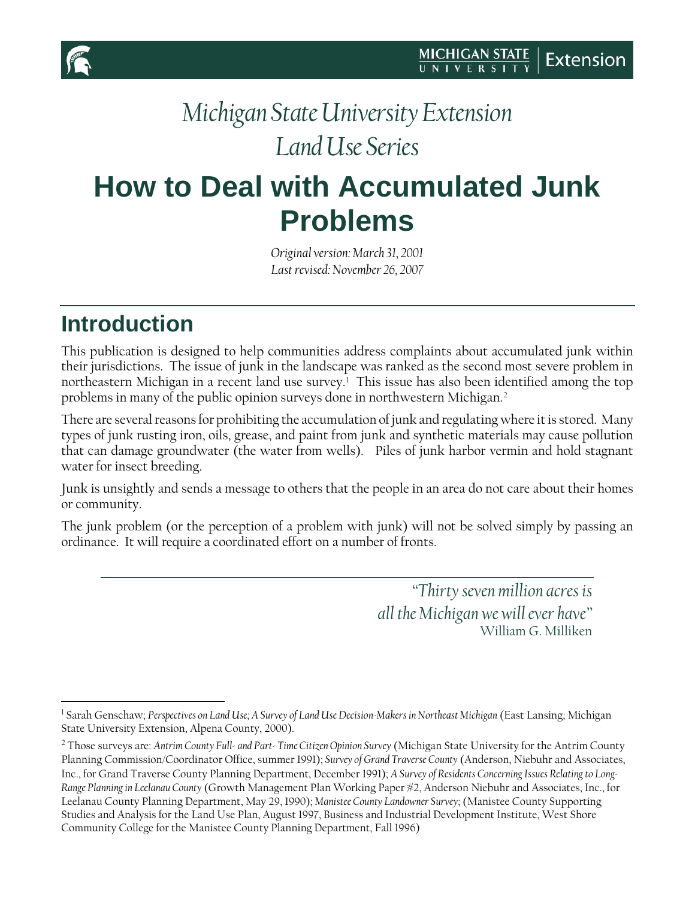*Michigan State University Extension*

*Land Use Series*

# How to Deal with Accumulated Junk Problems

*Original version: March 31, 2001*
*Last revised: November 26, 2007*

## Introduction

This publication is designed to help communities address complaints about accumulated junk within their jurisdictions. The issue of junk in the landscape was ranked as the second most severe problem in northeastern Michigan in a recent land use survey.[1] This issue has also been identified among the top problems in many of the public opinion surveys done in northwestern Michigan.[2]

There are several reasons for prohibiting the accumulation of junk and regulating where it is stored. Many types of junk rusting iron, oils, grease, and paint from junk and synthetic materials may cause pollution that can damage groundwater (the water from wells). Piles of junk harbor vermin and hold stagnant water for insect breeding.

Junk is unsightly and sends a message to others that the people in an area do not care about their homes or community.

The junk problem (or the perception of a problem with junk) will not be solved simply by passing an ordinance. It will require a coordinated effort on a number of fronts.

> *"Thirty seven million acres is all the Michigan we will ever have"*
> William G. Milliken

---

[1] Sarah Genschaw; *Perspectives on Land Use; A Survey of Land Use Decision-Makers in Northeast Michigan* (East Lansing; Michigan State University Extension, Alpena County, 2000).

[2] Those surveys are: *Antrim County Full- and Part- Time Citizen Opinion Survey* (Michigan State University for the Antrim County Planning Commission/Coordinator Office, summer 1991); *Survey of Grand Traverse County* (Anderson, Niebuhr and Associates, Inc., for Grand Traverse County Planning Department, December 1991); *A Survey of Residents Concerning Issues Relating to Long-Range Planning in Leelanau County* (Growth Management Plan Working Paper #2, Anderson Niebuhr and Associates, Inc., for Leelanau County Planning Department, May 29, 1990); *Manistee County Landowner Survey*; (Manistee County Supporting Studies and Analysis for the Land Use Plan, August 1997, Business and Industrial Development Institute, West Shore Community College for the Manistee County Planning Department, Fall 1996)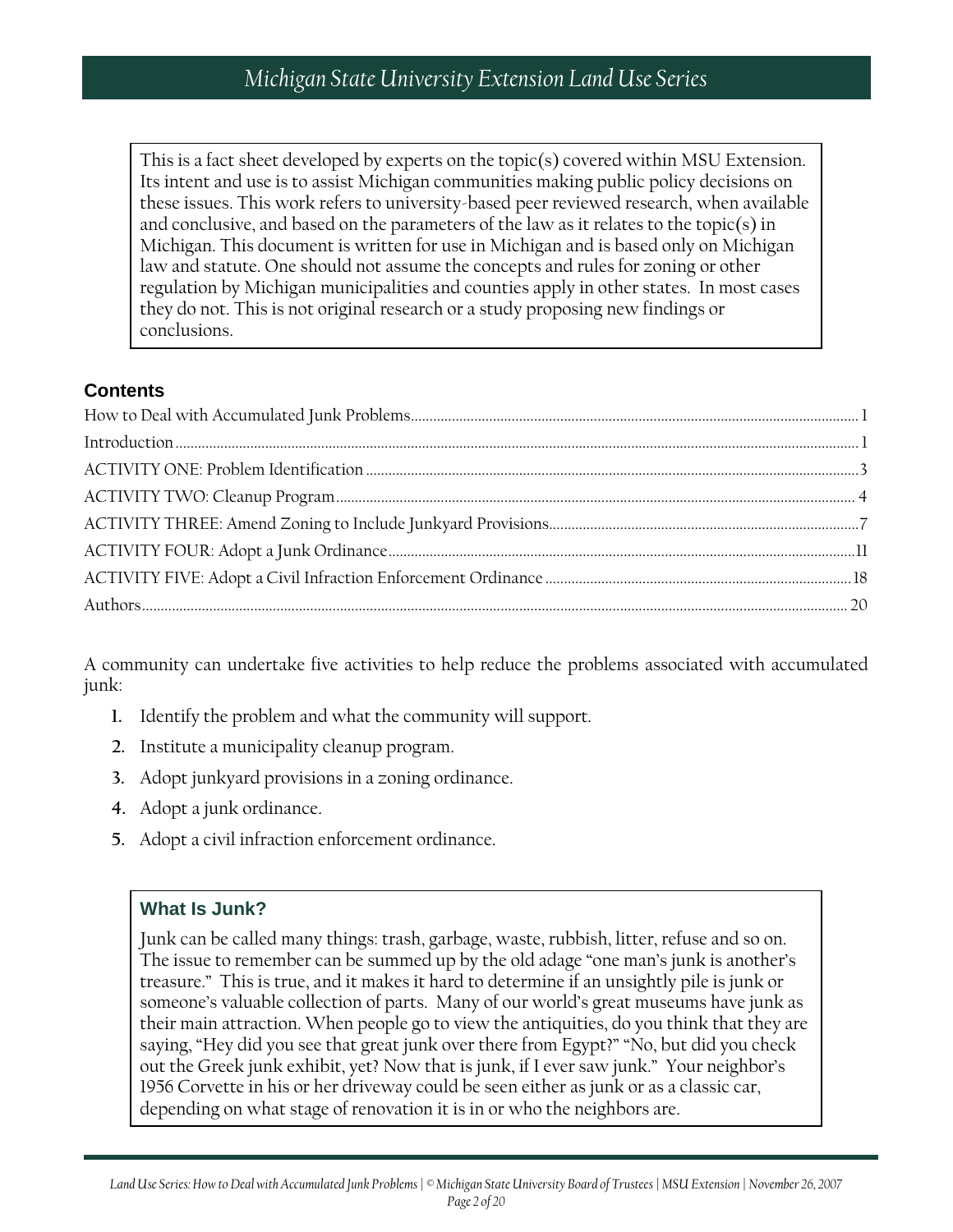This is a fact sheet developed by experts on the topic(s) covered within MSU Extension. Its intent and use is to assist Michigan communities making public policy decisions on these issues. This work refers to university-based peer reviewed research, when available and conclusive, and based on the parameters of the law as it relates to the topic(s) in Michigan. This document is written for use in Michigan and is based only on Michigan law and statute. One should not assume the concepts and rules for zoning or other regulation by Michigan municipalities and counties apply in other states. In most cases they do not. This is not original research or a study proposing new findings or conclusions.

## Contents

How to Deal with Accumulated Junk Problems ..... 1
Introduction ..... 1
ACTIVITY ONE: Problem Identification ..... 3
ACTIVITY TWO: Cleanup Program ..... 4
ACTIVITY THREE: Amend Zoning to Include Junkyard Provisions ..... 7
ACTIVITY FOUR: Adopt a Junk Ordinance ..... 11
ACTIVITY FIVE: Adopt a Civil Infraction Enforcement Ordinance ..... 18
Authors ..... 20

A community can undertake five activities to help reduce the problems associated with accumulated junk:

1. Identify the problem and what the community will support.
2. Institute a municipality cleanup program.
3. Adopt junkyard provisions in a zoning ordinance.
4. Adopt a junk ordinance.
5. Adopt a civil infraction enforcement ordinance.

### What Is Junk?

Junk can be called many things: trash, garbage, waste, rubbish, litter, refuse and so on. The issue to remember can be summed up by the old adage "one man's junk is another's treasure." This is true, and it makes it hard to determine if an unsightly pile is junk or someone's valuable collection of parts. Many of our world's great museums have junk as their main attraction. When people go to view the antiquities, do you think that they are saying, "Hey did you see that great junk over there from Egypt?" "No, but did you check out the Greek junk exhibit, yet? Now that is junk, if I ever saw junk." Your neighbor's 1956 Corvette in his or her driveway could be seen either as junk or as a classic car, depending on what stage of renovation it is in or who the neighbors are.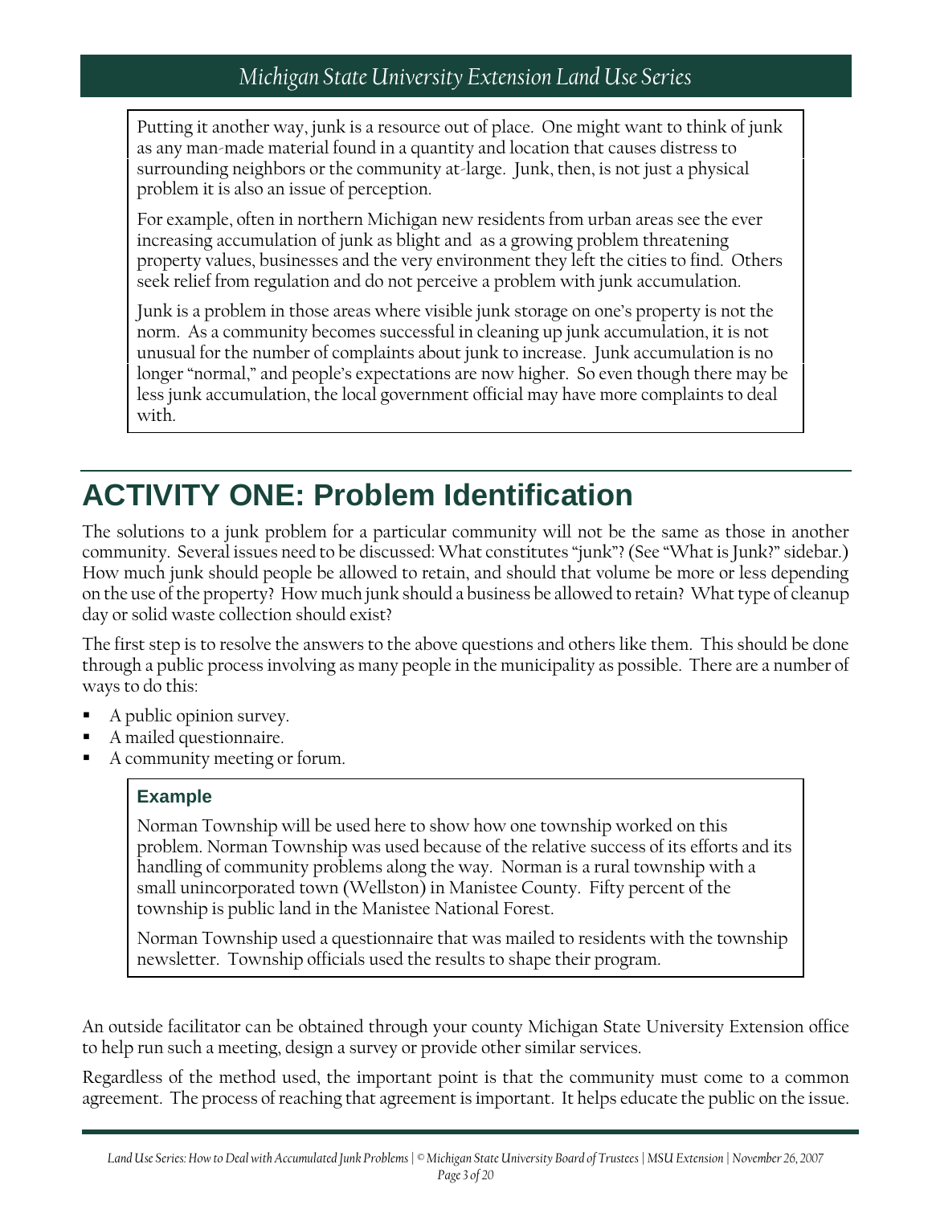Putting it another way, junk is a resource out of place. One might want to think of junk as any man-made material found in a quantity and location that causes distress to surrounding neighbors or the community at-large. Junk, then, is not just a physical problem it is also an issue of perception.

For example, often in northern Michigan new residents from urban areas see the ever increasing accumulation of junk as blight and as a growing problem threatening property values, businesses and the very environment they left the cities to find. Others seek relief from regulation and do not perceive a problem with junk accumulation.

Junk is a problem in those areas where visible junk storage on one's property is not the norm. As a community becomes successful in cleaning up junk accumulation, it is not unusual for the number of complaints about junk to increase. Junk accumulation is no longer "normal," and people's expectations are now higher. So even though there may be less junk accumulation, the local government official may have more complaints to deal with.

## ACTIVITY ONE: Problem Identification

The solutions to a junk problem for a particular community will not be the same as those in another community. Several issues need to be discussed: What constitutes "junk"? (See "What is Junk?" sidebar.) How much junk should people be allowed to retain, and should that volume be more or less depending on the use of the property? How much junk should a business be allowed to retain? What type of cleanup day or solid waste collection should exist?

The first step is to resolve the answers to the above questions and others like them. This should be done through a public process involving as many people in the municipality as possible. There are a number of ways to do this:

- A public opinion survey.
- A mailed questionnaire.
- A community meeting or forum.

### Example

Norman Township will be used here to show how one township worked on this problem. Norman Township was used because of the relative success of its efforts and its handling of community problems along the way. Norman is a rural township with a small unincorporated town (Wellston) in Manistee County. Fifty percent of the township is public land in the Manistee National Forest.

Norman Township used a questionnaire that was mailed to residents with the township newsletter. Township officials used the results to shape their program.

An outside facilitator can be obtained through your county Michigan State University Extension office to help run such a meeting, design a survey or provide other similar services.

Regardless of the method used, the important point is that the community must come to a common agreement. The process of reaching that agreement is important. It helps educate the public on the issue.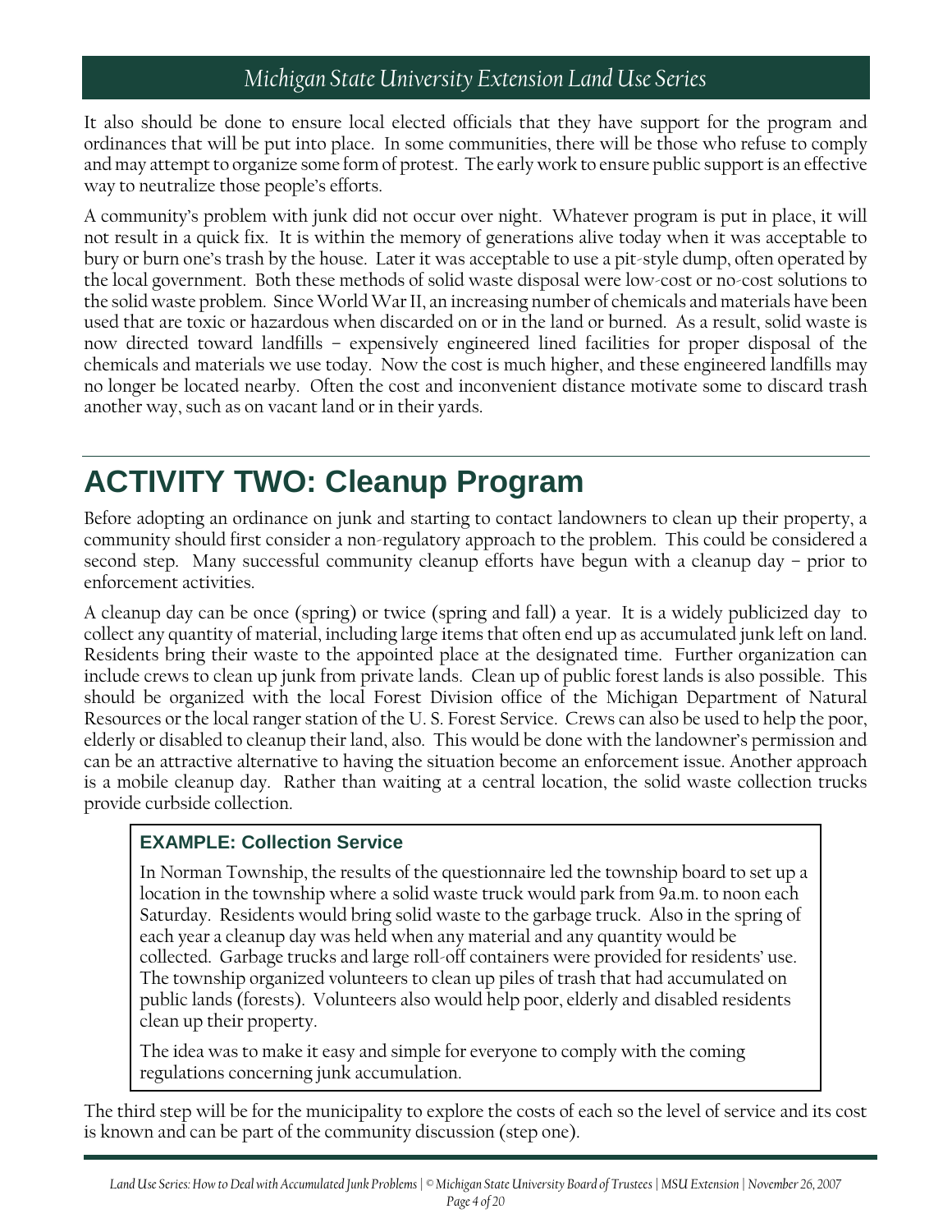It also should be done to ensure local elected officials that they have support for the program and ordinances that will be put into place. In some communities, there will be those who refuse to comply and may attempt to organize some form of protest. The early work to ensure public support is an effective way to neutralize those people's efforts.

A community's problem with junk did not occur over night. Whatever program is put in place, it will not result in a quick fix. It is within the memory of generations alive today when it was acceptable to bury or burn one's trash by the house. Later it was acceptable to use a pit-style dump, often operated by the local government. Both these methods of solid waste disposal were low-cost or no-cost solutions to the solid waste problem. Since World War II, an increasing number of chemicals and materials have been used that are toxic or hazardous when discarded on or in the land or burned. As a result, solid waste is now directed toward landfills – expensively engineered lined facilities for proper disposal of the chemicals and materials we use today. Now the cost is much higher, and these engineered landfills may no longer be located nearby. Often the cost and inconvenient distance motivate some to discard trash another way, such as on vacant land or in their yards.

# ACTIVITY TWO: Cleanup Program

Before adopting an ordinance on junk and starting to contact landowners to clean up their property, a community should first consider a non-regulatory approach to the problem. This could be considered a second step. Many successful community cleanup efforts have begun with a cleanup day – prior to enforcement activities.

A cleanup day can be once (spring) or twice (spring and fall) a year. It is a widely publicized day to collect any quantity of material, including large items that often end up as accumulated junk left on land. Residents bring their waste to the appointed place at the designated time. Further organization can include crews to clean up junk from private lands. Clean up of public forest lands is also possible. This should be organized with the local Forest Division office of the Michigan Department of Natural Resources or the local ranger station of the U. S. Forest Service. Crews can also be used to help the poor, elderly or disabled to cleanup their land, also. This would be done with the landowner's permission and can be an attractive alternative to having the situation become an enforcement issue. Another approach is a mobile cleanup day. Rather than waiting at a central location, the solid waste collection trucks provide curbside collection.

### EXAMPLE: Collection Service

In Norman Township, the results of the questionnaire led the township board to set up a location in the township where a solid waste truck would park from 9a.m. to noon each Saturday. Residents would bring solid waste to the garbage truck. Also in the spring of each year a cleanup day was held when any material and any quantity would be collected. Garbage trucks and large roll-off containers were provided for residents' use. The township organized volunteers to clean up piles of trash that had accumulated on public lands (forests). Volunteers also would help poor, elderly and disabled residents clean up their property.

The idea was to make it easy and simple for everyone to comply with the coming regulations concerning junk accumulation.

The third step will be for the municipality to explore the costs of each so the level of service and its cost is known and can be part of the community discussion (step one).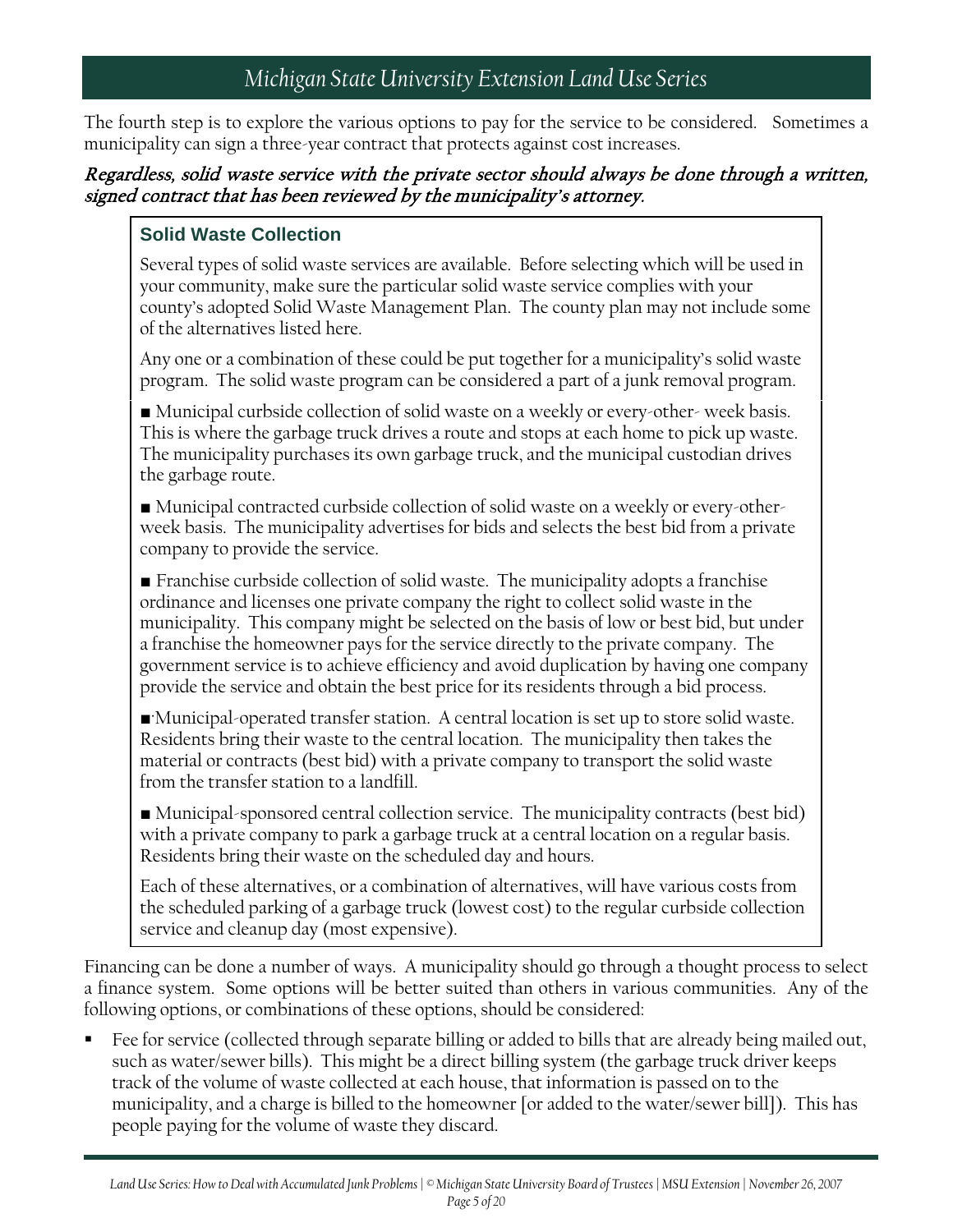The fourth step is to explore the various options to pay for the service to be considered. Sometimes a municipality can sign a three-year contract that protects against cost increases.

***Regardless, solid waste service with the private sector should always be done through a written, signed contract that has been reviewed by the municipality's attorney.***

### Solid Waste Collection

Several types of solid waste services are available. Before selecting which will be used in your community, make sure the particular solid waste service complies with your county's adopted Solid Waste Management Plan. The county plan may not include some of the alternatives listed here.

Any one or a combination of these could be put together for a municipality's solid waste program. The solid waste program can be considered a part of a junk removal program.

- Municipal curbside collection of solid waste on a weekly or every-other- week basis. This is where the garbage truck drives a route and stops at each home to pick up waste. The municipality purchases its own garbage truck, and the municipal custodian drives the garbage route.
- Municipal contracted curbside collection of solid waste on a weekly or every-other-week basis. The municipality advertises for bids and selects the best bid from a private company to provide the service.
- Franchise curbside collection of solid waste. The municipality adopts a franchise ordinance and licenses one private company the right to collect solid waste in the municipality. This company might be selected on the basis of low or best bid, but under a franchise the homeowner pays for the service directly to the private company. The government service is to achieve efficiency and avoid duplication by having one company provide the service and obtain the best price for its residents through a bid process.
- Municipal-operated transfer station. A central location is set up to store solid waste. Residents bring their waste to the central location. The municipality then takes the material or contracts (best bid) with a private company to transport the solid waste from the transfer station to a landfill.
- Municipal-sponsored central collection service. The municipality contracts (best bid) with a private company to park a garbage truck at a central location on a regular basis. Residents bring their waste on the scheduled day and hours.

Each of these alternatives, or a combination of alternatives, will have various costs from the scheduled parking of a garbage truck (lowest cost) to the regular curbside collection service and cleanup day (most expensive).

Financing can be done a number of ways. A municipality should go through a thought process to select a finance system. Some options will be better suited than others in various communities. Any of the following options, or combinations of these options, should be considered:

- Fee for service (collected through separate billing or added to bills that are already being mailed out, such as water/sewer bills). This might be a direct billing system (the garbage truck driver keeps track of the volume of waste collected at each house, that information is passed on to the municipality, and a charge is billed to the homeowner [or added to the water/sewer bill]). This has people paying for the volume of waste they discard.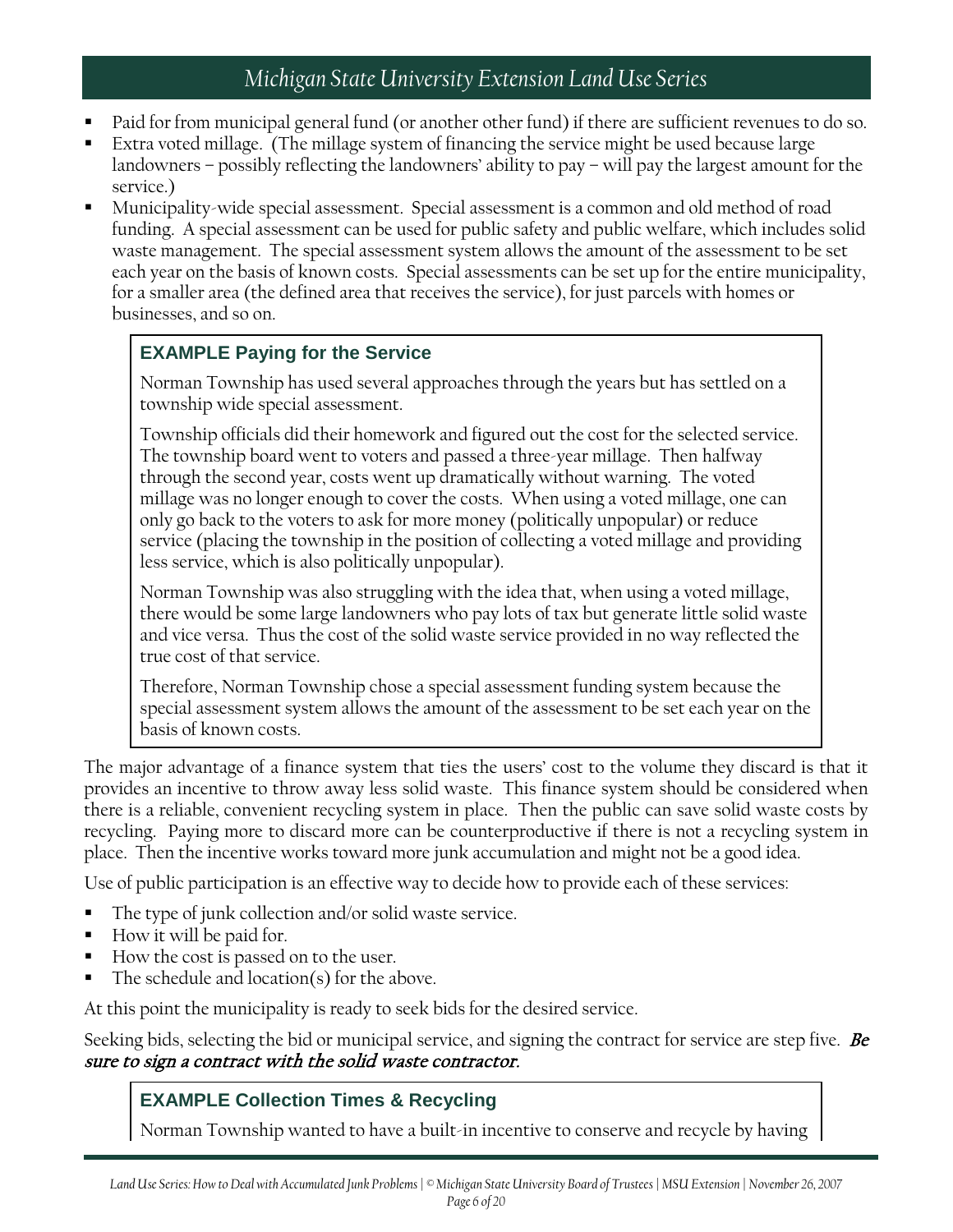- Paid for from municipal general fund (or another other fund) if there are sufficient revenues to do so.
- Extra voted millage. (The millage system of financing the service might be used because large landowners – possibly reflecting the landowners' ability to pay – will pay the largest amount for the service.)
- Municipality-wide special assessment. Special assessment is a common and old method of road funding. A special assessment can be used for public safety and public welfare, which includes solid waste management. The special assessment system allows the amount of the assessment to be set each year on the basis of known costs. Special assessments can be set up for the entire municipality, for a smaller area (the defined area that receives the service), for just parcels with homes or businesses, and so on.

### EXAMPLE Paying for the Service

Norman Township has used several approaches through the years but has settled on a township wide special assessment.

Township officials did their homework and figured out the cost for the selected service. The township board went to voters and passed a three-year millage. Then halfway through the second year, costs went up dramatically without warning. The voted millage was no longer enough to cover the costs. When using a voted millage, one can only go back to the voters to ask for more money (politically unpopular) or reduce service (placing the township in the position of collecting a voted millage and providing less service, which is also politically unpopular).

Norman Township was also struggling with the idea that, when using a voted millage, there would be some large landowners who pay lots of tax but generate little solid waste and vice versa. Thus the cost of the solid waste service provided in no way reflected the true cost of that service.

Therefore, Norman Township chose a special assessment funding system because the special assessment system allows the amount of the assessment to be set each year on the basis of known costs.

The major advantage of a finance system that ties the users' cost to the volume they discard is that it provides an incentive to throw away less solid waste. This finance system should be considered when there is a reliable, convenient recycling system in place. Then the public can save solid waste costs by recycling. Paying more to discard more can be counterproductive if there is not a recycling system in place. Then the incentive works toward more junk accumulation and might not be a good idea.

Use of public participation is an effective way to decide how to provide each of these services:

- The type of junk collection and/or solid waste service.
- How it will be paid for.
- How the cost is passed on to the user.
- The schedule and location(s) for the above.

At this point the municipality is ready to seek bids for the desired service.

Seeking bids, selecting the bid or municipal service, and signing the contract for service are step five. ***Be sure to sign a contract with the solid waste contractor.***

### EXAMPLE Collection Times & Recycling

Norman Township wanted to have a built-in incentive to conserve and recycle by having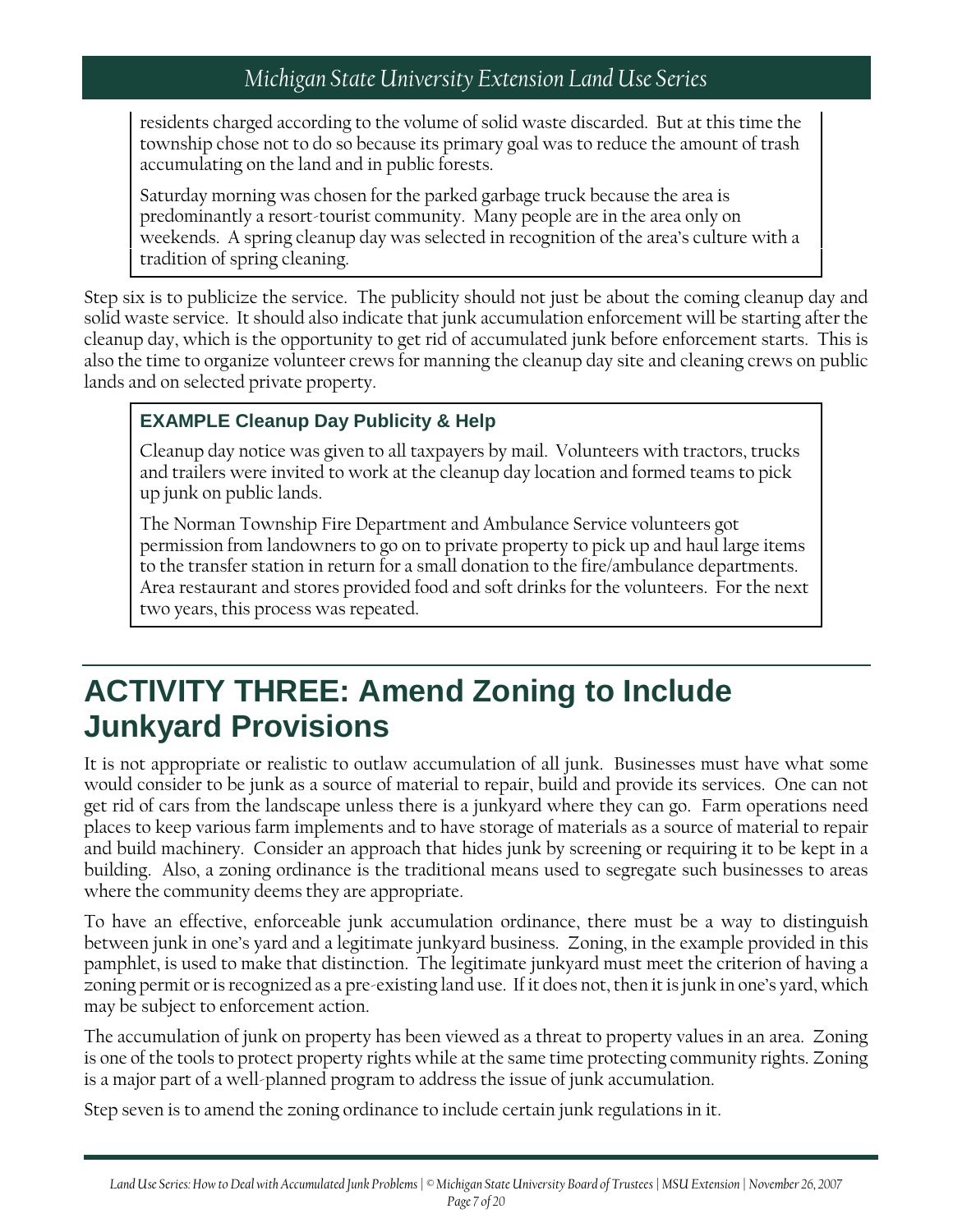residents charged according to the volume of solid waste discarded. But at this time the township chose not to do so because its primary goal was to reduce the amount of trash accumulating on the land and in public forests.

Saturday morning was chosen for the parked garbage truck because the area is predominantly a resort-tourist community. Many people are in the area only on weekends. A spring cleanup day was selected in recognition of the area's culture with a tradition of spring cleaning.

Step six is to publicize the service. The publicity should not just be about the coming cleanup day and solid waste service. It should also indicate that junk accumulation enforcement will be starting after the cleanup day, which is the opportunity to get rid of accumulated junk before enforcement starts. This is also the time to organize volunteer crews for manning the cleanup day site and cleaning crews on public lands and on selected private property.

**EXAMPLE Cleanup Day Publicity & Help**

Cleanup day notice was given to all taxpayers by mail. Volunteers with tractors, trucks and trailers were invited to work at the cleanup day location and formed teams to pick up junk on public lands.

The Norman Township Fire Department and Ambulance Service volunteers got permission from landowners to go on to private property to pick up and haul large items to the transfer station in return for a small donation to the fire/ambulance departments. Area restaurant and stores provided food and soft drinks for the volunteers. For the next two years, this process was repeated.

# ACTIVITY THREE: Amend Zoning to Include Junkyard Provisions

It is not appropriate or realistic to outlaw accumulation of all junk. Businesses must have what some would consider to be junk as a source of material to repair, build and provide its services. One can not get rid of cars from the landscape unless there is a junkyard where they can go. Farm operations need places to keep various farm implements and to have storage of materials as a source of material to repair and build machinery. Consider an approach that hides junk by screening or requiring it to be kept in a building. Also, a zoning ordinance is the traditional means used to segregate such businesses to areas where the community deems they are appropriate.

To have an effective, enforceable junk accumulation ordinance, there must be a way to distinguish between junk in one's yard and a legitimate junkyard business. Zoning, in the example provided in this pamphlet, is used to make that distinction. The legitimate junkyard must meet the criterion of having a zoning permit or is recognized as a pre-existing land use. If it does not, then it is junk in one's yard, which may be subject to enforcement action.

The accumulation of junk on property has been viewed as a threat to property values in an area. Zoning is one of the tools to protect property rights while at the same time protecting community rights. Zoning is a major part of a well-planned program to address the issue of junk accumulation.

Step seven is to amend the zoning ordinance to include certain junk regulations in it.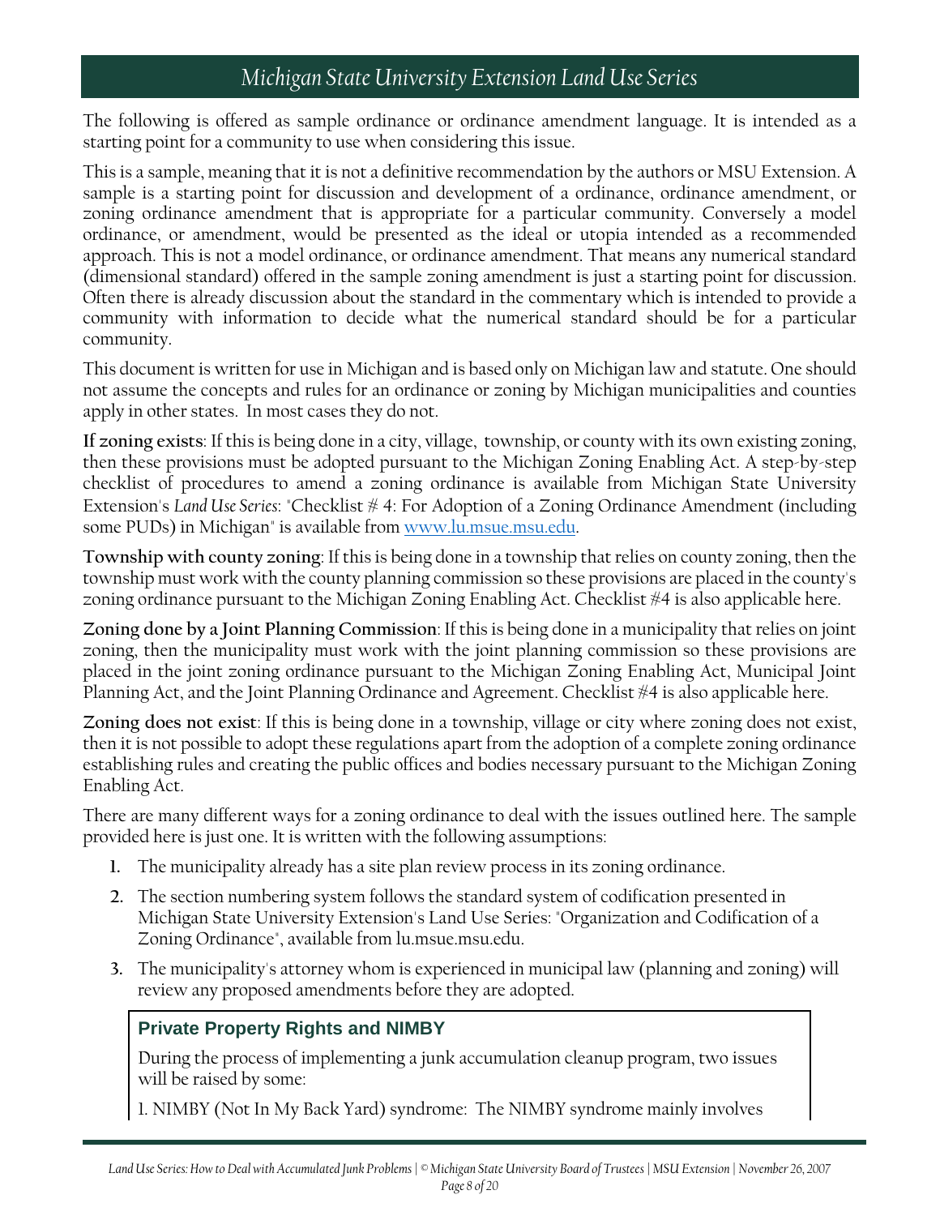The following is offered as sample ordinance or ordinance amendment language. It is intended as a starting point for a community to use when considering this issue.

This is a sample, meaning that it is not a definitive recommendation by the authors or MSU Extension. A sample is a starting point for discussion and development of a ordinance, ordinance amendment, or zoning ordinance amendment that is appropriate for a particular community. Conversely a model ordinance, or amendment, would be presented as the ideal or utopia intended as a recommended approach. This is not a model ordinance, or ordinance amendment. That means any numerical standard (dimensional standard) offered in the sample zoning amendment is just a starting point for discussion. Often there is already discussion about the standard in the commentary which is intended to provide a community with information to decide what the numerical standard should be for a particular community.

This document is written for use in Michigan and is based only on Michigan law and statute. One should not assume the concepts and rules for an ordinance or zoning by Michigan municipalities and counties apply in other states. In most cases they do not.

**If zoning exists**: If this is being done in a city, village, township, or county with its own existing zoning, then these provisions must be adopted pursuant to the Michigan Zoning Enabling Act. A step-by-step checklist of procedures to amend a zoning ordinance is available from Michigan State University Extension's *Land Use Series*: "Checklist # 4: For Adoption of a Zoning Ordinance Amendment (including some PUDs) in Michigan" is available from [www.lu.msue.msu.edu](http://www.lu.msue.msu.edu).

**Township with county zoning**: If this is being done in a township that relies on county zoning, then the township must work with the county planning commission so these provisions are placed in the county's zoning ordinance pursuant to the Michigan Zoning Enabling Act. Checklist #4 is also applicable here.

**Zoning done by a Joint Planning Commission**: If this is being done in a municipality that relies on joint zoning, then the municipality must work with the joint planning commission so these provisions are placed in the joint zoning ordinance pursuant to the Michigan Zoning Enabling Act, Municipal Joint Planning Act, and the Joint Planning Ordinance and Agreement. Checklist #4 is also applicable here.

**Zoning does not exist**: If this is being done in a township, village or city where zoning does not exist, then it is not possible to adopt these regulations apart from the adoption of a complete zoning ordinance establishing rules and creating the public offices and bodies necessary pursuant to the Michigan Zoning Enabling Act.

There are many different ways for a zoning ordinance to deal with the issues outlined here. The sample provided here is just one. It is written with the following assumptions:

1. The municipality already has a site plan review process in its zoning ordinance.
2. The section numbering system follows the standard system of codification presented in Michigan State University Extension's Land Use Series: "Organization and Codification of a Zoning Ordinance", available from lu.msue.msu.edu.
3. The municipality's attorney whom is experienced in municipal law (planning and zoning) will review any proposed amendments before they are adopted.

### Private Property Rights and NIMBY

During the process of implementing a junk accumulation cleanup program, two issues will be raised by some:

1. NIMBY (Not In My Back Yard) syndrome: The NIMBY syndrome mainly involves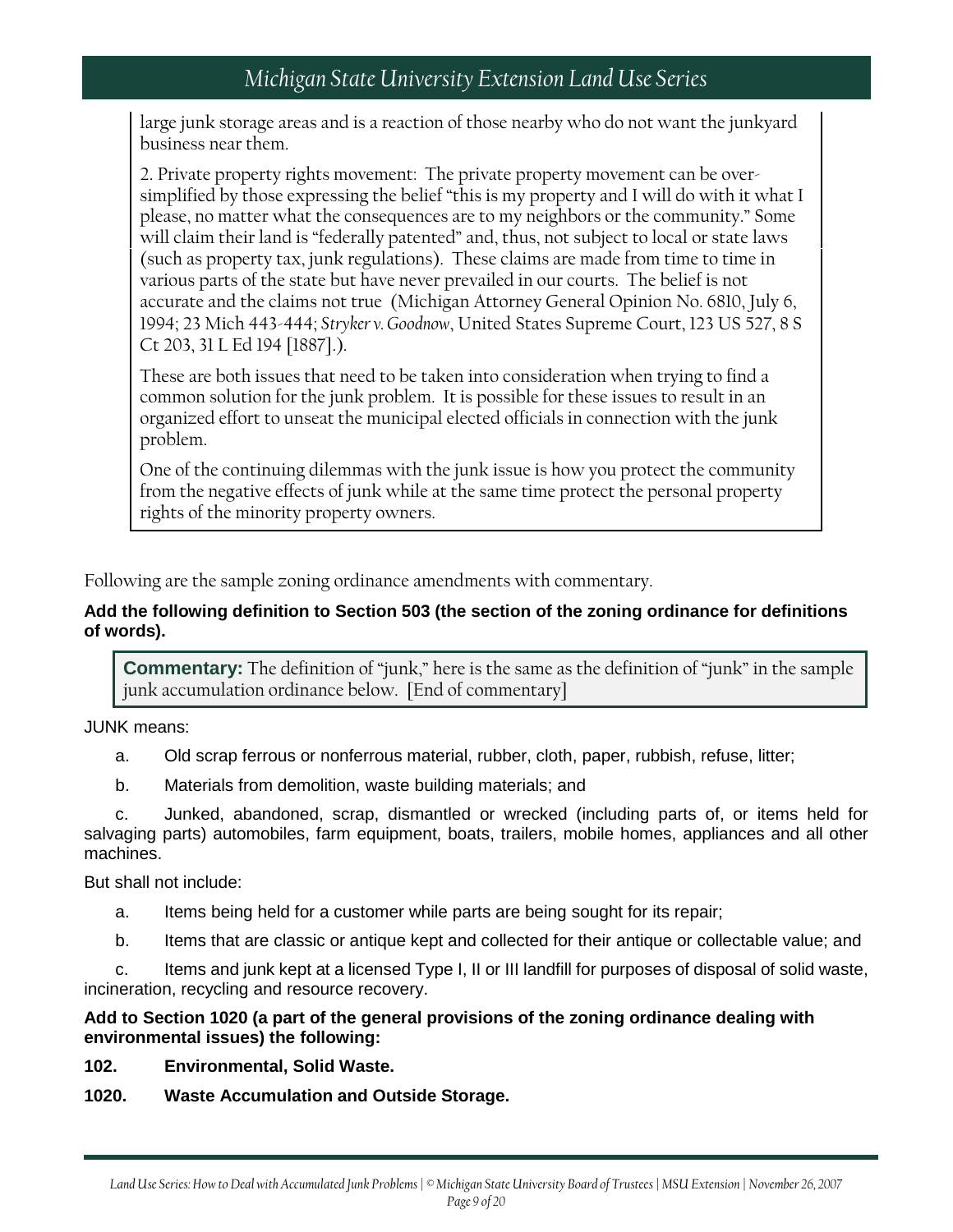large junk storage areas and is a reaction of those nearby who do not want the junkyard business near them.

2. Private property rights movement: The private property movement can be over-simplified by those expressing the belief "this is my property and I will do with it what I please, no matter what the consequences are to my neighbors or the community." Some will claim their land is "federally patented" and, thus, not subject to local or state laws (such as property tax, junk regulations). These claims are made from time to time in various parts of the state but have never prevailed in our courts. The belief is not accurate and the claims not true (Michigan Attorney General Opinion No. 6810, July 6, 1994; 23 Mich 443-444; *Stryker v. Goodnow*, United States Supreme Court, 123 US 527, 8 S Ct 203, 31 L Ed 194 [1887].).

These are both issues that need to be taken into consideration when trying to find a common solution for the junk problem. It is possible for these issues to result in an organized effort to unseat the municipal elected officials in connection with the junk problem.

One of the continuing dilemmas with the junk issue is how you protect the community from the negative effects of junk while at the same time protect the personal property rights of the minority property owners.

Following are the sample zoning ordinance amendments with commentary.

**Add the following definition to Section 503 (the section of the zoning ordinance for definitions of words).**

> **Commentary:** The definition of "junk," here is the same as the definition of "junk" in the sample junk accumulation ordinance below. [End of commentary]

JUNK means:

a. Old scrap ferrous or nonferrous material, rubber, cloth, paper, rubbish, refuse, litter;

b. Materials from demolition, waste building materials; and

c. Junked, abandoned, scrap, dismantled or wrecked (including parts of, or items held for salvaging parts) automobiles, farm equipment, boats, trailers, mobile homes, appliances and all other machines.

But shall not include:

a. Items being held for a customer while parts are being sought for its repair;

b. Items that are classic or antique kept and collected for their antique or collectable value; and

c. Items and junk kept at a licensed Type I, II or III landfill for purposes of disposal of solid waste, incineration, recycling and resource recovery.

**Add to Section 1020 (a part of the general provisions of the zoning ordinance dealing with environmental issues) the following:**

**102. Environmental, Solid Waste.**

**1020. Waste Accumulation and Outside Storage.**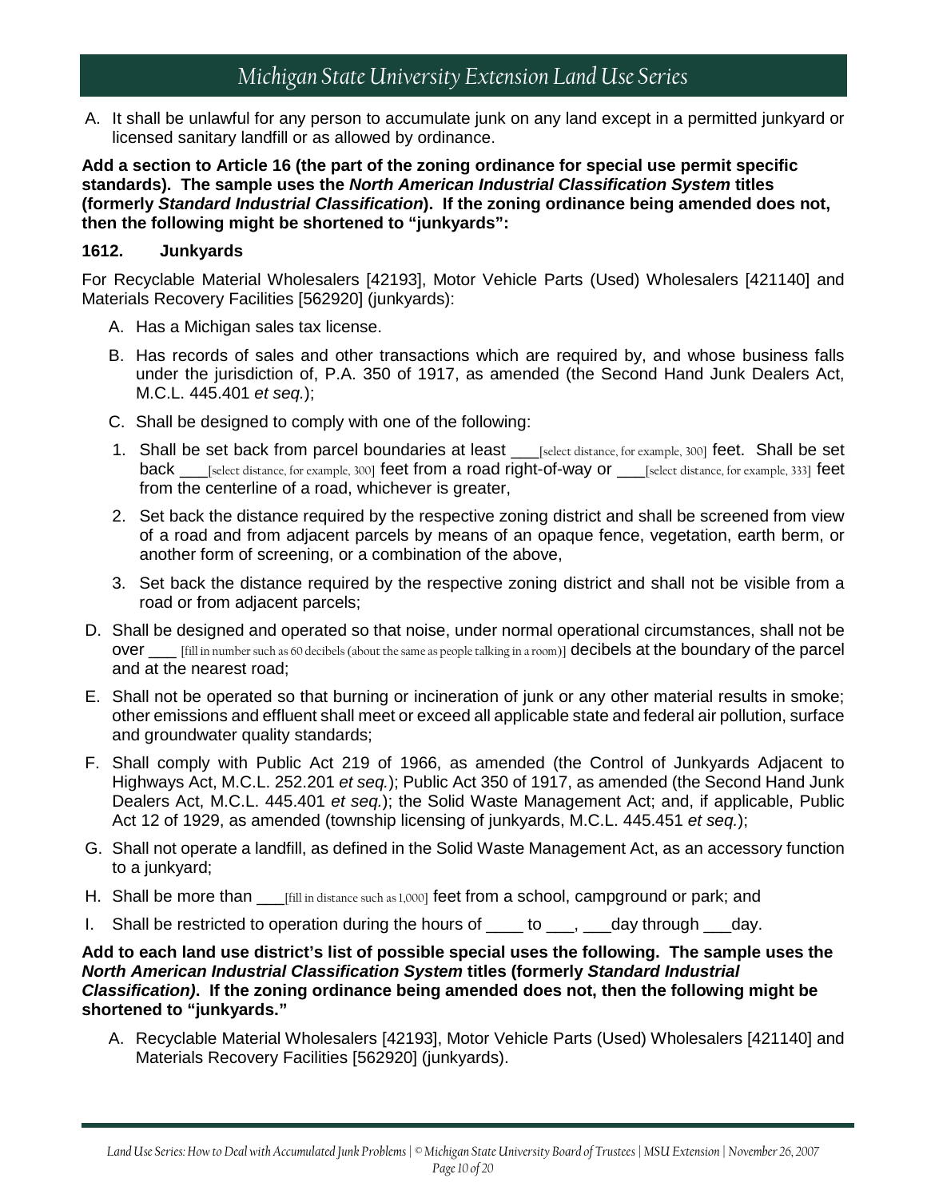A. It shall be unlawful for any person to accumulate junk on any land except in a permitted junkyard or licensed sanitary landfill or as allowed by ordinance.

**Add a section to Article 16 (the part of the zoning ordinance for special use permit specific standards). The sample uses the *North American Industrial Classification System* titles (formerly *Standard Industrial Classification*). If the zoning ordinance being amended does not, then the following might be shortened to "junkyards":**

**1612. Junkyards**

For Recyclable Material Wholesalers [42193], Motor Vehicle Parts (Used) Wholesalers [421140] and Materials Recovery Facilities [562920] (junkyards):

A. Has a Michigan sales tax license.

B. Has records of sales and other transactions which are required by, and whose business falls under the jurisdiction of, P.A. 350 of 1917, as amended (the Second Hand Junk Dealers Act, M.C.L. 445.401 *et seq.*);

C. Shall be designed to comply with one of the following:

1. Shall be set back from parcel boundaries at least \_\_\_[select distance, for example, 300] feet. Shall be set back \_\_\_[select distance, for example, 300] feet from a road right-of-way or \_\_\_[select distance, for example, 333] feet from the centerline of a road, whichever is greater,
2. Set back the distance required by the respective zoning district and shall be screened from view of a road and from adjacent parcels by means of an opaque fence, vegetation, earth berm, or another form of screening, or a combination of the above,
3. Set back the distance required by the respective zoning district and shall not be visible from a road or from adjacent parcels;

D. Shall be designed and operated so that noise, under normal operational circumstances, shall not be over \_\_\_ [fill in number such as 60 decibels (about the same as people talking in a room)] decibels at the boundary of the parcel and at the nearest road;

E. Shall not be operated so that burning or incineration of junk or any other material results in smoke; other emissions and effluent shall meet or exceed all applicable state and federal air pollution, surface and groundwater quality standards;

F. Shall comply with Public Act 219 of 1966, as amended (the Control of Junkyards Adjacent to Highways Act, M.C.L. 252.201 *et seq.*); Public Act 350 of 1917, as amended (the Second Hand Junk Dealers Act, M.C.L. 445.401 *et seq.*); the Solid Waste Management Act; and, if applicable, Public Act 12 of 1929, as amended (township licensing of junkyards, M.C.L. 445.451 *et seq.*);

G. Shall not operate a landfill, as defined in the Solid Waste Management Act, as an accessory function to a junkyard;

H. Shall be more than \_\_\_[fill in distance such as 1,000] feet from a school, campground or park; and

I. Shall be restricted to operation during the hours of \_\_\_\_ to \_\_\_, \_\_\_day through \_\_\_day.

**Add to each land use district's list of possible special uses the following. The sample uses the *North American Industrial Classification System* titles (formerly *Standard Industrial Classification*). If the zoning ordinance being amended does not, then the following might be shortened to "junkyards."**

A. Recyclable Material Wholesalers [42193], Motor Vehicle Parts (Used) Wholesalers [421140] and Materials Recovery Facilities [562920] (junkyards).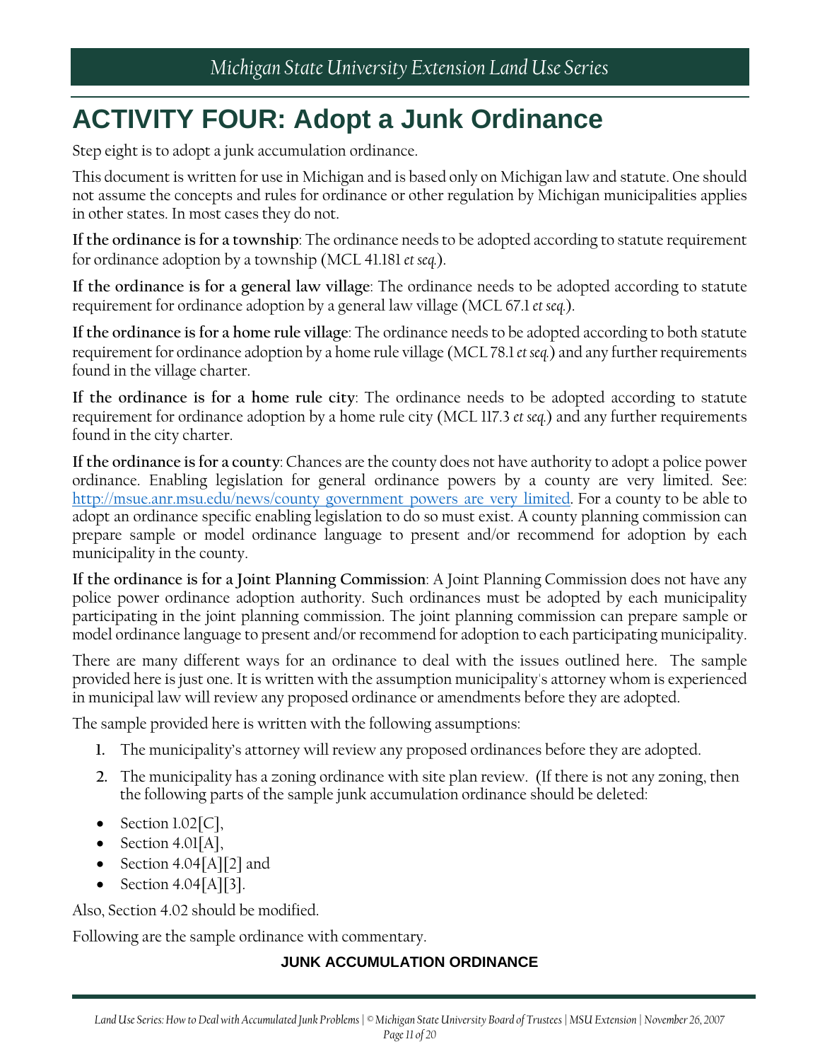# ACTIVITY FOUR: Adopt a Junk Ordinance

Step eight is to adopt a junk accumulation ordinance.

This document is written for use in Michigan and is based only on Michigan law and statute. One should not assume the concepts and rules for ordinance or other regulation by Michigan municipalities applies in other states. In most cases they do not.

**If the ordinance is for a township**: The ordinance needs to be adopted according to statute requirement for ordinance adoption by a township (MCL 41.181 *et seq.*).

**If the ordinance is for a general law village**: The ordinance needs to be adopted according to statute requirement for ordinance adoption by a general law village (MCL 67.1 *et seq.*).

**If the ordinance is for a home rule village**: The ordinance needs to be adopted according to both statute requirement for ordinance adoption by a home rule village (MCL 78.1 *et seq.*) and any further requirements found in the village charter.

**If the ordinance is for a home rule city**: The ordinance needs to be adopted according to statute requirement for ordinance adoption by a home rule city (MCL 117.3 *et seq.*) and any further requirements found in the city charter.

**If the ordinance is for a county**: Chances are the county does not have authority to adopt a police power ordinance. Enabling legislation for general ordinance powers by a county are very limited. See: [http://msue.anr.msu.edu/news/county_government_powers_are_very_limited](http://msue.anr.msu.edu/news/county_government_powers_are_very_limited). For a county to be able to adopt an ordinance specific enabling legislation to do so must exist. A county planning commission can prepare sample or model ordinance language to present and/or recommend for adoption by each municipality in the county.

**If the ordinance is for a Joint Planning Commission**: A Joint Planning Commission does not have any police power ordinance adoption authority. Such ordinances must be adopted by each municipality participating in the joint planning commission. The joint planning commission can prepare sample or model ordinance language to present and/or recommend for adoption to each participating municipality.

There are many different ways for an ordinance to deal with the issues outlined here. The sample provided here is just one. It is written with the assumption municipality's attorney whom is experienced in municipal law will review any proposed ordinance or amendments before they are adopted.

The sample provided here is written with the following assumptions:

1. The municipality's attorney will review any proposed ordinances before they are adopted.
2. The municipality has a zoning ordinance with site plan review. (If there is not any zoning, then the following parts of the sample junk accumulation ordinance should be deleted:

- Section 1.02[C],
- Section 4.01[A],
- Section 4.04[A][2] and
- Section 4.04[A][3].

Also, Section 4.02 should be modified.

Following are the sample ordinance with commentary.

**JUNK ACCUMULATION ORDINANCE**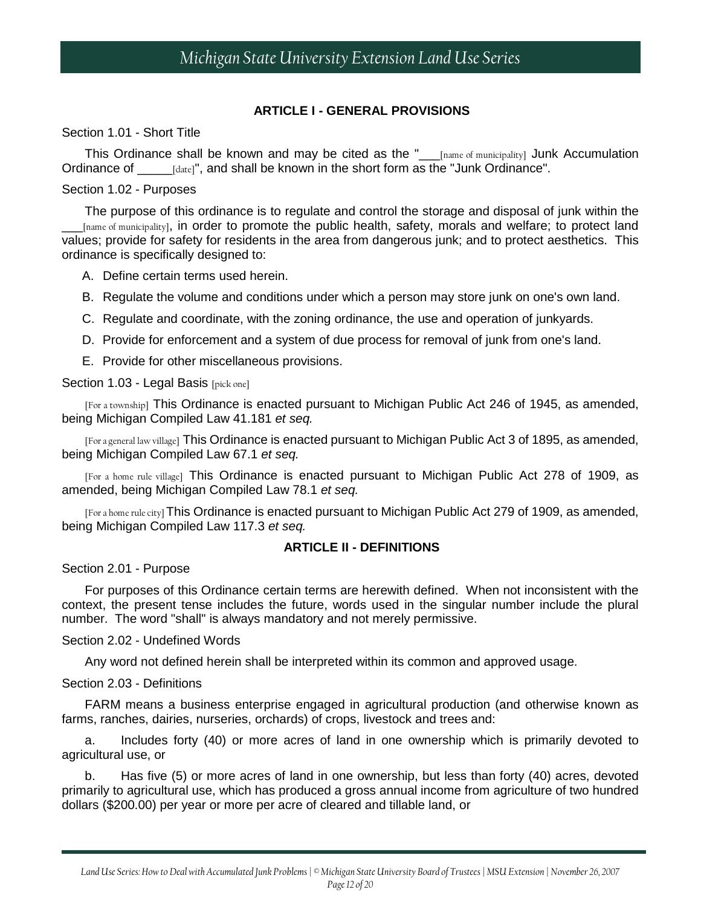## ARTICLE I - GENERAL PROVISIONS

Section 1.01 - Short Title

This Ordinance shall be known and may be cited as the "___[name of municipality] Junk Accumulation Ordinance of _____[date]", and shall be known in the short form as the "Junk Ordinance".

Section 1.02 - Purposes

The purpose of this ordinance is to regulate and control the storage and disposal of junk within the ___[name of municipality], in order to promote the public health, safety, morals and welfare; to protect land values; provide for safety for residents in the area from dangerous junk; and to protect aesthetics. This ordinance is specifically designed to:

A. Define certain terms used herein.

B. Regulate the volume and conditions under which a person may store junk on one's own land.

C. Regulate and coordinate, with the zoning ordinance, the use and operation of junkyards.

D. Provide for enforcement and a system of due process for removal of junk from one's land.

E. Provide for other miscellaneous provisions.

Section 1.03 - Legal Basis [pick one]

[For a township] This Ordinance is enacted pursuant to Michigan Public Act 246 of 1945, as amended, being Michigan Compiled Law 41.181 *et seq.*

[For a general law village] This Ordinance is enacted pursuant to Michigan Public Act 3 of 1895, as amended, being Michigan Compiled Law 67.1 *et seq.*

[For a home rule village] This Ordinance is enacted pursuant to Michigan Public Act 278 of 1909, as amended, being Michigan Compiled Law 78.1 *et seq.*

[For a home rule city] This Ordinance is enacted pursuant to Michigan Public Act 279 of 1909, as amended, being Michigan Compiled Law 117.3 *et seq.*

## ARTICLE II - DEFINITIONS

Section 2.01 - Purpose

For purposes of this Ordinance certain terms are herewith defined. When not inconsistent with the context, the present tense includes the future, words used in the singular number include the plural number. The word "shall" is always mandatory and not merely permissive.

Section 2.02 - Undefined Words

Any word not defined herein shall be interpreted within its common and approved usage.

Section 2.03 - Definitions

FARM means a business enterprise engaged in agricultural production (and otherwise known as farms, ranches, dairies, nurseries, orchards) of crops, livestock and trees and:

a. Includes forty (40) or more acres of land in one ownership which is primarily devoted to agricultural use, or

b. Has five (5) or more acres of land in one ownership, but less than forty (40) acres, devoted primarily to agricultural use, which has produced a gross annual income from agriculture of two hundred dollars ($200.00) per year or more per acre of cleared and tillable land, or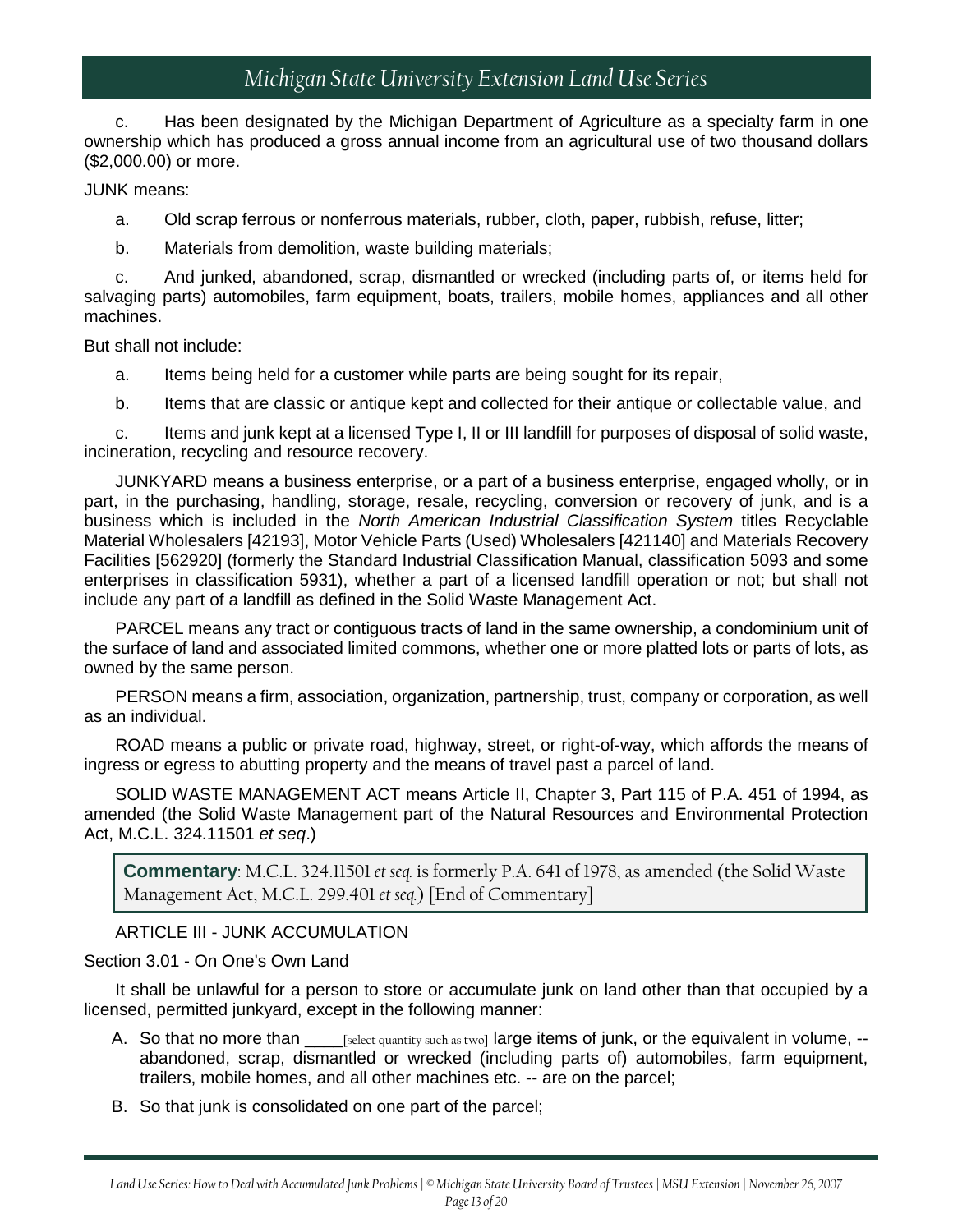c. Has been designated by the Michigan Department of Agriculture as a specialty farm in one ownership which has produced a gross annual income from an agricultural use of two thousand dollars ($2,000.00) or more.

JUNK means:

a. Old scrap ferrous or nonferrous materials, rubber, cloth, paper, rubbish, refuse, litter;

b. Materials from demolition, waste building materials;

c. And junked, abandoned, scrap, dismantled or wrecked (including parts of, or items held for salvaging parts) automobiles, farm equipment, boats, trailers, mobile homes, appliances and all other machines.

But shall not include:

a. Items being held for a customer while parts are being sought for its repair,

b. Items that are classic or antique kept and collected for their antique or collectable value, and

c. Items and junk kept at a licensed Type I, II or III landfill for purposes of disposal of solid waste, incineration, recycling and resource recovery.

JUNKYARD means a business enterprise, or a part of a business enterprise, engaged wholly, or in part, in the purchasing, handling, storage, resale, recycling, conversion or recovery of junk, and is a business which is included in the *North American Industrial Classification System* titles Recyclable Material Wholesalers [42193], Motor Vehicle Parts (Used) Wholesalers [421140] and Materials Recovery Facilities [562920] (formerly the Standard Industrial Classification Manual, classification 5093 and some enterprises in classification 5931), whether a part of a licensed landfill operation or not; but shall not include any part of a landfill as defined in the Solid Waste Management Act.

PARCEL means any tract or contiguous tracts of land in the same ownership, a condominium unit of the surface of land and associated limited commons, whether one or more platted lots or parts of lots, as owned by the same person.

PERSON means a firm, association, organization, partnership, trust, company or corporation, as well as an individual.

ROAD means a public or private road, highway, street, or right-of-way, which affords the means of ingress or egress to abutting property and the means of travel past a parcel of land.

SOLID WASTE MANAGEMENT ACT means Article II, Chapter 3, Part 115 of P.A. 451 of 1994, as amended (the Solid Waste Management part of the Natural Resources and Environmental Protection Act, M.C.L. 324.11501 *et seq*.)

> **Commentary**: M.C.L. 324.11501 *et seq.* is formerly P.A. 641 of 1978, as amended (the Solid Waste Management Act, M.C.L. 299.401 *et seq.*) [End of Commentary]

ARTICLE III - JUNK ACCUMULATION

Section 3.01 - On One's Own Land

It shall be unlawful for a person to store or accumulate junk on land other than that occupied by a licensed, permitted junkyard, except in the following manner:

A. So that no more than ____[select quantity such as two] large items of junk, or the equivalent in volume, -- abandoned, scrap, dismantled or wrecked (including parts of) automobiles, farm equipment, trailers, mobile homes, and all other machines etc. -- are on the parcel;

B. So that junk is consolidated on one part of the parcel;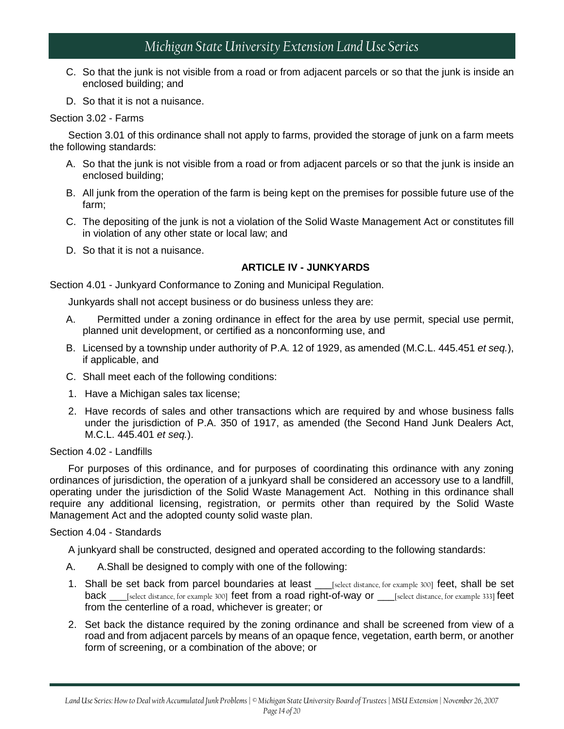C. So that the junk is not visible from a road or from adjacent parcels or so that the junk is inside an enclosed building; and

D. So that it is not a nuisance.

Section 3.02 - Farms

Section 3.01 of this ordinance shall not apply to farms, provided the storage of junk on a farm meets the following standards:

A. So that the junk is not visible from a road or from adjacent parcels or so that the junk is inside an enclosed building;

B. All junk from the operation of the farm is being kept on the premises for possible future use of the farm;

C. The depositing of the junk is not a violation of the Solid Waste Management Act or constitutes fill in violation of any other state or local law; and

D. So that it is not a nuisance.

**ARTICLE IV - JUNKYARDS**

Section 4.01 - Junkyard Conformance to Zoning and Municipal Regulation.

Junkyards shall not accept business or do business unless they are:

A. Permitted under a zoning ordinance in effect for the area by use permit, special use permit, planned unit development, or certified as a nonconforming use, and

B. Licensed by a township under authority of P.A. 12 of 1929, as amended (M.C.L. 445.451 *et seq.*), if applicable, and

C. Shall meet each of the following conditions:

1. Have a Michigan sales tax license;
2. Have records of sales and other transactions which are required by and whose business falls under the jurisdiction of P.A. 350 of 1917, as amended (the Second Hand Junk Dealers Act, M.C.L. 445.401 *et seq.*).

Section 4.02 - Landfills

For purposes of this ordinance, and for purposes of coordinating this ordinance with any zoning ordinances of jurisdiction, the operation of a junkyard shall be considered an accessory use to a landfill, operating under the jurisdiction of the Solid Waste Management Act. Nothing in this ordinance shall require any additional licensing, registration, or permits other than required by the Solid Waste Management Act and the adopted county solid waste plan.

Section 4.04 - Standards

A junkyard shall be constructed, designed and operated according to the following standards:

A. A.Shall be designed to comply with one of the following:

1. Shall be set back from parcel boundaries at least ___[select distance, for example 300] feet, shall be set back ___[select distance, for example 300] feet from a road right-of-way or ___[select distance, for example 333] feet from the centerline of a road, whichever is greater; or
2. Set back the distance required by the zoning ordinance and shall be screened from view of a road and from adjacent parcels by means of an opaque fence, vegetation, earth berm, or another form of screening, or a combination of the above; or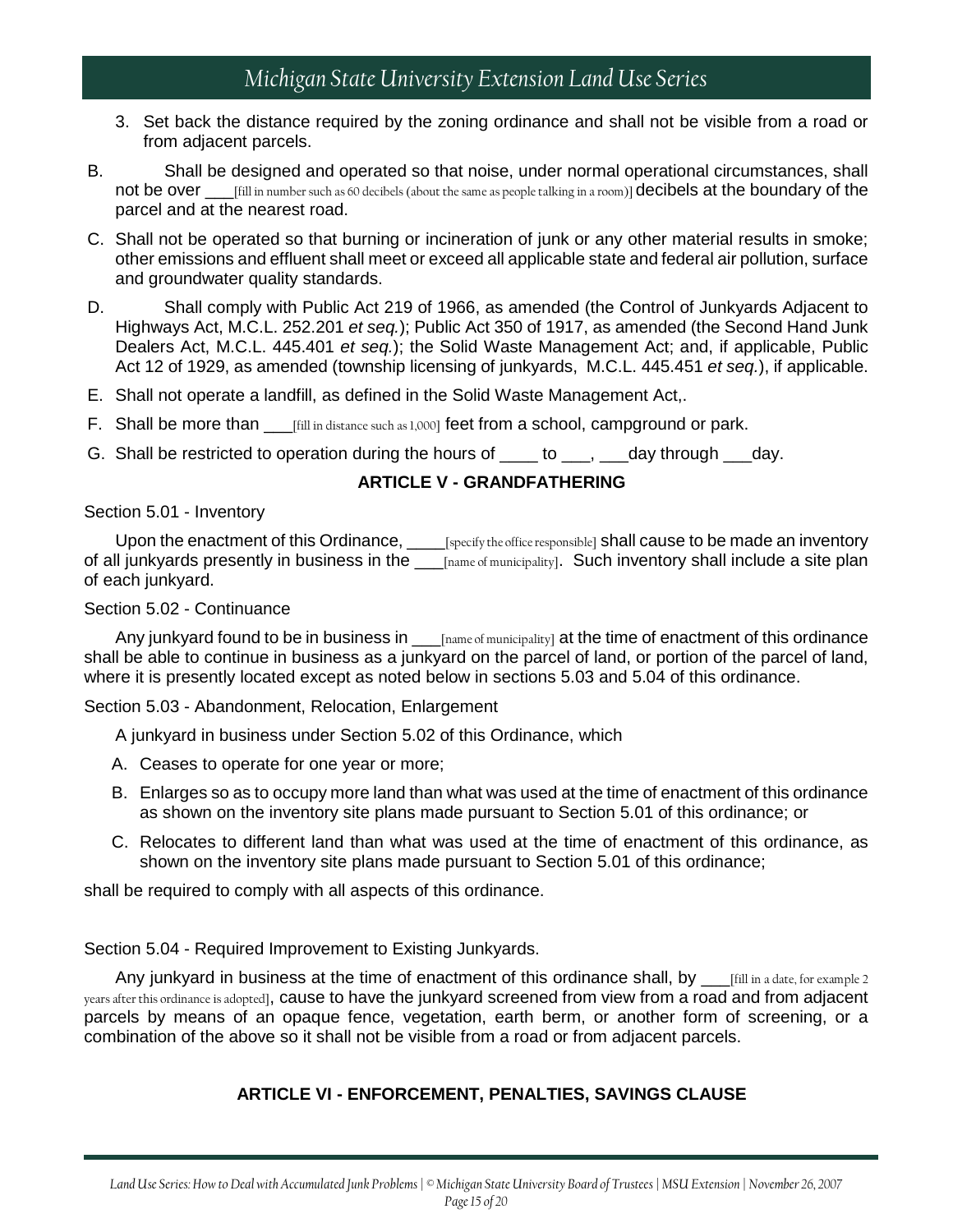3. Set back the distance required by the zoning ordinance and shall not be visible from a road or from adjacent parcels.

B. Shall be designed and operated so that noise, under normal operational circumstances, shall not be over ___[fill in number such as 60 decibels (about the same as people talking in a room)] decibels at the boundary of the parcel and at the nearest road.

C. Shall not be operated so that burning or incineration of junk or any other material results in smoke; other emissions and effluent shall meet or exceed all applicable state and federal air pollution, surface and groundwater quality standards.

D. Shall comply with Public Act 219 of 1966, as amended (the Control of Junkyards Adjacent to Highways Act, M.C.L. 252.201 *et seq.*); Public Act 350 of 1917, as amended (the Second Hand Junk Dealers Act, M.C.L. 445.401 *et seq.*); the Solid Waste Management Act; and, if applicable, Public Act 12 of 1929, as amended (township licensing of junkyards, M.C.L. 445.451 *et seq.*), if applicable.

E. Shall not operate a landfill, as defined in the Solid Waste Management Act,.

F. Shall be more than ___[fill in distance such as 1,000] feet from a school, campground or park.

G. Shall be restricted to operation during the hours of ____ to ___, ___day through ___day.

## ARTICLE V - GRANDFATHERING

Section 5.01 - Inventory

Upon the enactment of this Ordinance, ____[specify the office responsible] shall cause to be made an inventory of all junkyards presently in business in the ___[name of municipality]. Such inventory shall include a site plan of each junkyard.

Section 5.02 - Continuance

Any junkyard found to be in business in ___[name of municipality] at the time of enactment of this ordinance shall be able to continue in business as a junkyard on the parcel of land, or portion of the parcel of land, where it is presently located except as noted below in sections 5.03 and 5.04 of this ordinance.

Section 5.03 - Abandonment, Relocation, Enlargement

A junkyard in business under Section 5.02 of this Ordinance, which

A. Ceases to operate for one year or more;

B. Enlarges so as to occupy more land than what was used at the time of enactment of this ordinance as shown on the inventory site plans made pursuant to Section 5.01 of this ordinance; or

C. Relocates to different land than what was used at the time of enactment of this ordinance, as shown on the inventory site plans made pursuant to Section 5.01 of this ordinance;

shall be required to comply with all aspects of this ordinance.

Section 5.04 - Required Improvement to Existing Junkyards.

Any junkyard in business at the time of enactment of this ordinance shall, by ___[fill in a date, for example 2 years after this ordinance is adopted], cause to have the junkyard screened from view from a road and from adjacent parcels by means of an opaque fence, vegetation, earth berm, or another form of screening, or a combination of the above so it shall not be visible from a road or from adjacent parcels.

## ARTICLE VI - ENFORCEMENT, PENALTIES, SAVINGS CLAUSE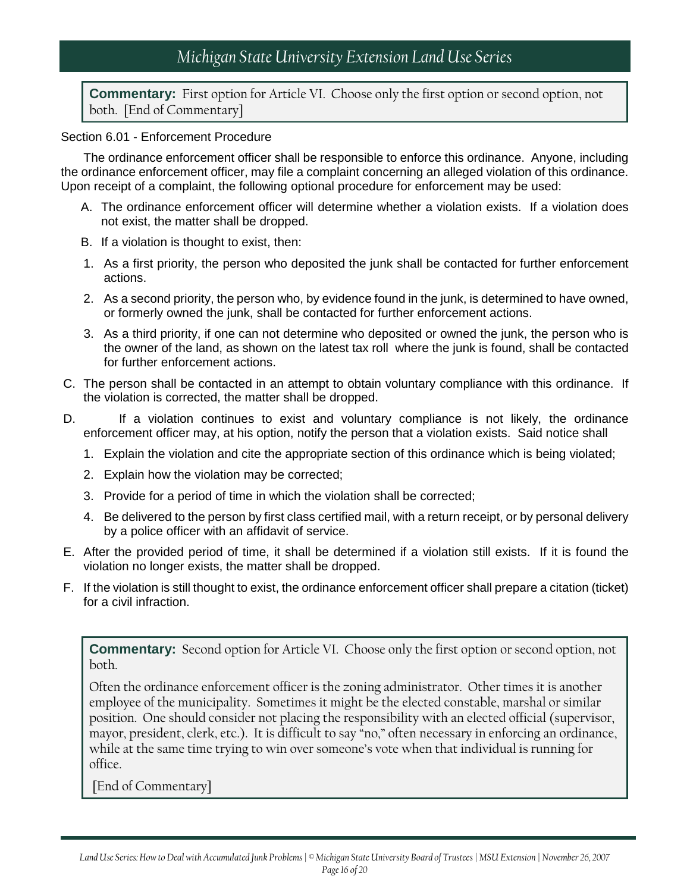**Commentary:** First option for Article VI. Choose only the first option or second option, not both. [End of Commentary]

Section 6.01 - Enforcement Procedure

The ordinance enforcement officer shall be responsible to enforce this ordinance. Anyone, including the ordinance enforcement officer, may file a complaint concerning an alleged violation of this ordinance. Upon receipt of a complaint, the following optional procedure for enforcement may be used:

A. The ordinance enforcement officer will determine whether a violation exists. If a violation does not exist, the matter shall be dropped.

B. If a violation is thought to exist, then:

1. As a first priority, the person who deposited the junk shall be contacted for further enforcement actions.
2. As a second priority, the person who, by evidence found in the junk, is determined to have owned, or formerly owned the junk, shall be contacted for further enforcement actions.
3. As a third priority, if one can not determine who deposited or owned the junk, the person who is the owner of the land, as shown on the latest tax roll where the junk is found, shall be contacted for further enforcement actions.

C. The person shall be contacted in an attempt to obtain voluntary compliance with this ordinance. If the violation is corrected, the matter shall be dropped.

D. If a violation continues to exist and voluntary compliance is not likely, the ordinance enforcement officer may, at his option, notify the person that a violation exists. Said notice shall

1. Explain the violation and cite the appropriate section of this ordinance which is being violated;
2. Explain how the violation may be corrected;
3. Provide for a period of time in which the violation shall be corrected;
4. Be delivered to the person by first class certified mail, with a return receipt, or by personal delivery by a police officer with an affidavit of service.

E. After the provided period of time, it shall be determined if a violation still exists. If it is found the violation no longer exists, the matter shall be dropped.

F. If the violation is still thought to exist, the ordinance enforcement officer shall prepare a citation (ticket) for a civil infraction.

**Commentary:** Second option for Article VI. Choose only the first option or second option, not both.

Often the ordinance enforcement officer is the zoning administrator. Other times it is another employee of the municipality. Sometimes it might be the elected constable, marshal or similar position. One should consider not placing the responsibility with an elected official (supervisor, mayor, president, clerk, etc.). It is difficult to say "no," often necessary in enforcing an ordinance, while at the same time trying to win over someone's vote when that individual is running for office.

[End of Commentary]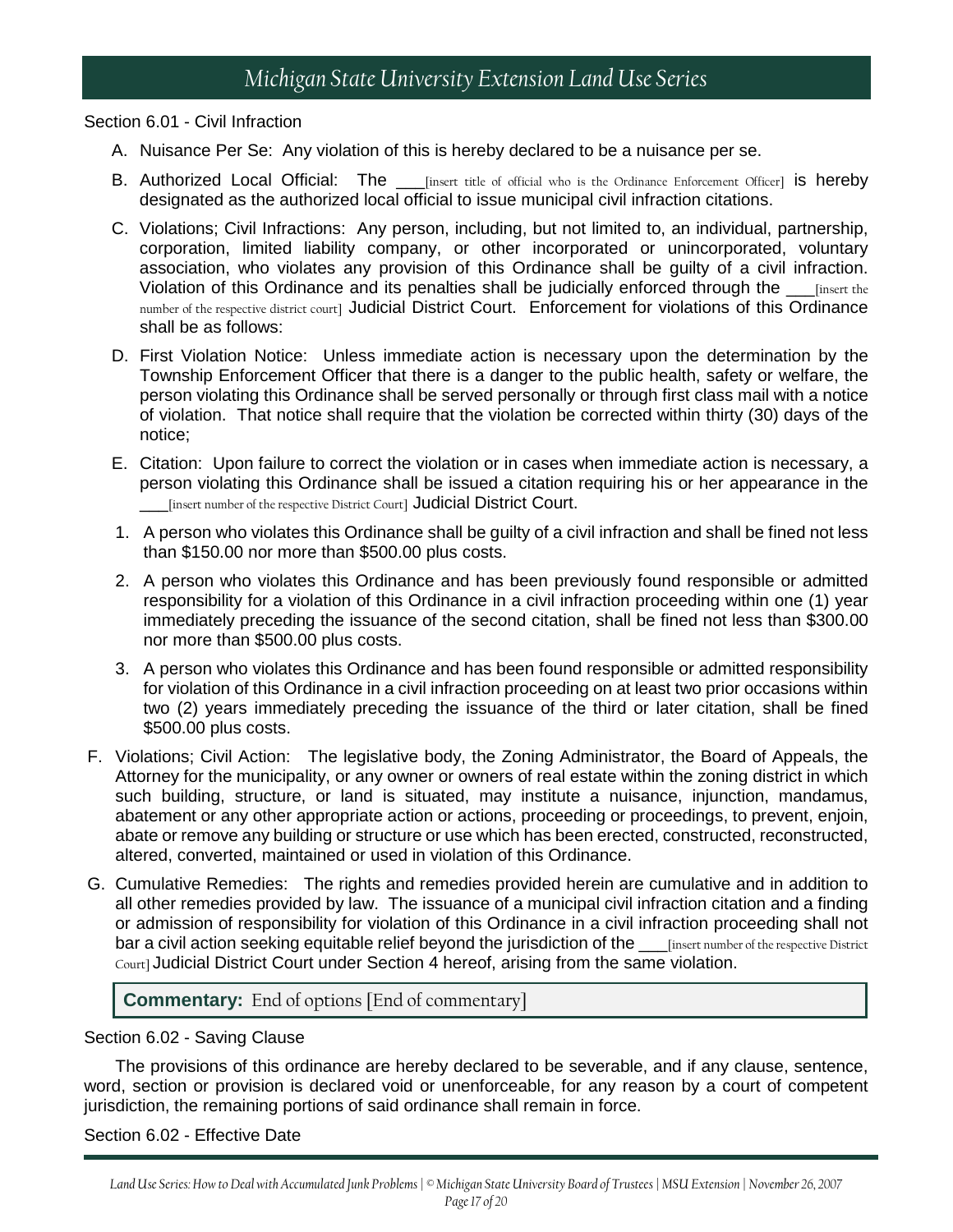Section 6.01 - Civil Infraction

A. Nuisance Per Se: Any violation of this is hereby declared to be a nuisance per se.

B. Authorized Local Official: The ___[insert title of official who is the Ordinance Enforcement Officer] is hereby designated as the authorized local official to issue municipal civil infraction citations.

C. Violations; Civil Infractions: Any person, including, but not limited to, an individual, partnership, corporation, limited liability company, or other incorporated or unincorporated, voluntary association, who violates any provision of this Ordinance shall be guilty of a civil infraction. Violation of this Ordinance and its penalties shall be judicially enforced through the ___[insert the number of the respective district court] Judicial District Court. Enforcement for violations of this Ordinance shall be as follows:

D. First Violation Notice: Unless immediate action is necessary upon the determination by the Township Enforcement Officer that there is a danger to the public health, safety or welfare, the person violating this Ordinance shall be served personally or through first class mail with a notice of violation. That notice shall require that the violation be corrected within thirty (30) days of the notice;

E. Citation: Upon failure to correct the violation or in cases when immediate action is necessary, a person violating this Ordinance shall be issued a citation requiring his or her appearance in the ___[insert number of the respective District Court] Judicial District Court.

1. A person who violates this Ordinance shall be guilty of a civil infraction and shall be fined not less than $150.00 nor more than $500.00 plus costs.
2. A person who violates this Ordinance and has been previously found responsible or admitted responsibility for a violation of this Ordinance in a civil infraction proceeding within one (1) year immediately preceding the issuance of the second citation, shall be fined not less than $300.00 nor more than $500.00 plus costs.
3. A person who violates this Ordinance and has been found responsible or admitted responsibility for violation of this Ordinance in a civil infraction proceeding on at least two prior occasions within two (2) years immediately preceding the issuance of the third or later citation, shall be fined $500.00 plus costs.

F. Violations; Civil Action: The legislative body, the Zoning Administrator, the Board of Appeals, the Attorney for the municipality, or any owner or owners of real estate within the zoning district in which such building, structure, or land is situated, may institute a nuisance, injunction, mandamus, abatement or any other appropriate action or actions, proceeding or proceedings, to prevent, enjoin, abate or remove any building or structure or use which has been erected, constructed, reconstructed, altered, converted, maintained or used in violation of this Ordinance.

G. Cumulative Remedies: The rights and remedies provided herein are cumulative and in addition to all other remedies provided by law. The issuance of a municipal civil infraction citation and a finding or admission of responsibility for violation of this Ordinance in a civil infraction proceeding shall not bar a civil action seeking equitable relief beyond the jurisdiction of the ___[insert number of the respective District Court] Judicial District Court under Section 4 hereof, arising from the same violation.

**Commentary:** End of options [End of commentary]

Section 6.02 - Saving Clause

The provisions of this ordinance are hereby declared to be severable, and if any clause, sentence, word, section or provision is declared void or unenforceable, for any reason by a court of competent jurisdiction, the remaining portions of said ordinance shall remain in force.

Section 6.02 - Effective Date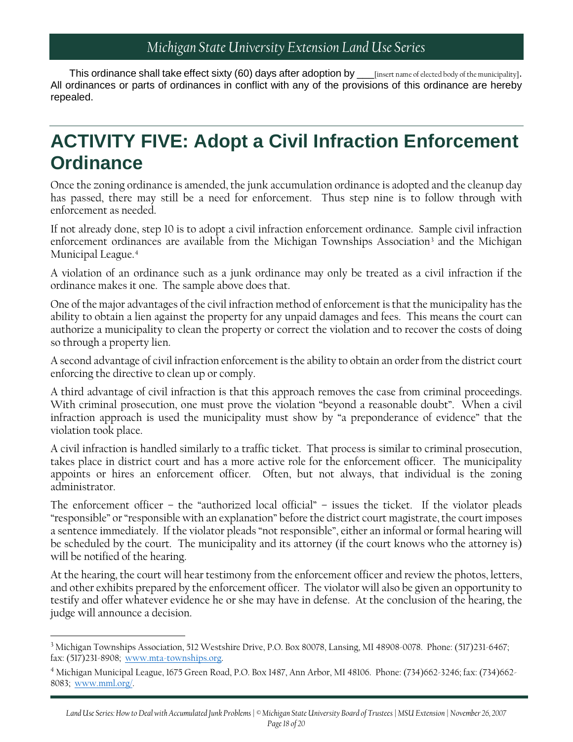This ordinance shall take effect sixty (60) days after adoption by ___[insert name of elected body of the municipality]. All ordinances or parts of ordinances in conflict with any of the provisions of this ordinance are hereby repealed.

# ACTIVITY FIVE: Adopt a Civil Infraction Enforcement Ordinance

Once the zoning ordinance is amended, the junk accumulation ordinance is adopted and the cleanup day has passed, there may still be a need for enforcement. Thus step nine is to follow through with enforcement as needed.

If not already done, step 10 is to adopt a civil infraction enforcement ordinance. Sample civil infraction enforcement ordinances are available from the Michigan Townships Association[3] and the Michigan Municipal League.[4]

A violation of an ordinance such as a junk ordinance may only be treated as a civil infraction if the ordinance makes it one. The sample above does that.

One of the major advantages of the civil infraction method of enforcement is that the municipality has the ability to obtain a lien against the property for any unpaid damages and fees. This means the court can authorize a municipality to clean the property or correct the violation and to recover the costs of doing so through a property lien.

A second advantage of civil infraction enforcement is the ability to obtain an order from the district court enforcing the directive to clean up or comply.

A third advantage of civil infraction is that this approach removes the case from criminal proceedings. With criminal prosecution, one must prove the violation "beyond a reasonable doubt". When a civil infraction approach is used the municipality must show by "a preponderance of evidence" that the violation took place.

A civil infraction is handled similarly to a traffic ticket. That process is similar to criminal prosecution, takes place in district court and has a more active role for the enforcement officer. The municipality appoints or hires an enforcement officer. Often, but not always, that individual is the zoning administrator.

The enforcement officer – the "authorized local official" – issues the ticket. If the violator pleads "responsible" or "responsible with an explanation" before the district court magistrate, the court imposes a sentence immediately. If the violator pleads "not responsible", either an informal or formal hearing will be scheduled by the court. The municipality and its attorney (if the court knows who the attorney is) will be notified of the hearing.

At the hearing, the court will hear testimony from the enforcement officer and review the photos, letters, and other exhibits prepared by the enforcement officer. The violator will also be given an opportunity to testify and offer whatever evidence he or she may have in defense. At the conclusion of the hearing, the judge will announce a decision.

---

[3] Michigan Townships Association, 512 Westshire Drive, P.O. Box 80078, Lansing, MI 48908-0078. Phone: (517)231-6467; fax: (517)231-8908; www.mta-townships.org.

[4] Michigan Municipal League, 1675 Green Road, P.O. Box 1487, Ann Arbor, MI 48106. Phone: (734)662-3246; fax: (734)662-8083; www.mml.org/.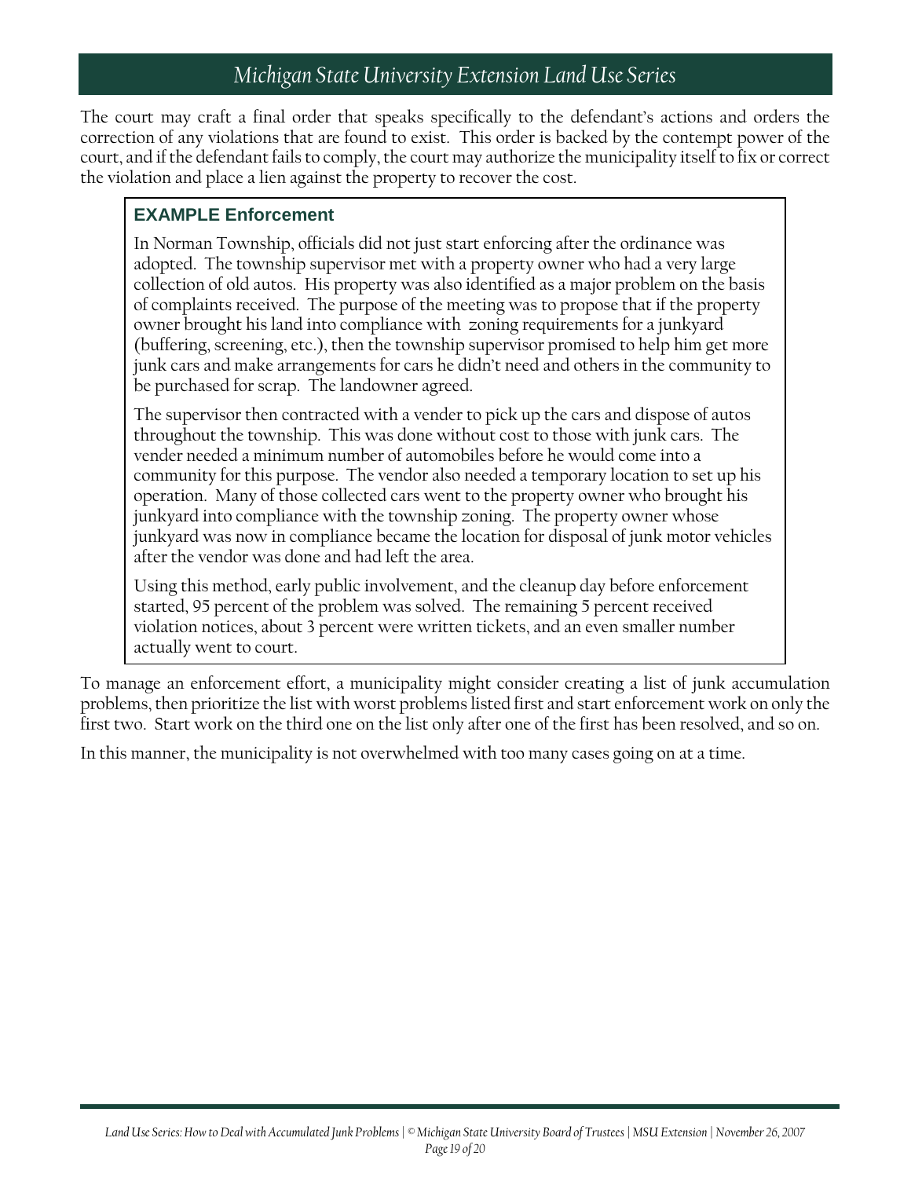The court may craft a final order that speaks specifically to the defendant's actions and orders the correction of any violations that are found to exist. This order is backed by the contempt power of the court, and if the defendant fails to comply, the court may authorize the municipality itself to fix or correct the violation and place a lien against the property to recover the cost.

### EXAMPLE Enforcement

In Norman Township, officials did not just start enforcing after the ordinance was adopted. The township supervisor met with a property owner who had a very large collection of old autos. His property was also identified as a major problem on the basis of complaints received. The purpose of the meeting was to propose that if the property owner brought his land into compliance with zoning requirements for a junkyard (buffering, screening, etc.), then the township supervisor promised to help him get more junk cars and make arrangements for cars he didn't need and others in the community to be purchased for scrap. The landowner agreed.

The supervisor then contracted with a vender to pick up the cars and dispose of autos throughout the township. This was done without cost to those with junk cars. The vender needed a minimum number of automobiles before he would come into a community for this purpose. The vendor also needed a temporary location to set up his operation. Many of those collected cars went to the property owner who brought his junkyard into compliance with the township zoning. The property owner whose junkyard was now in compliance became the location for disposal of junk motor vehicles after the vendor was done and had left the area.

Using this method, early public involvement, and the cleanup day before enforcement started, 95 percent of the problem was solved. The remaining 5 percent received violation notices, about 3 percent were written tickets, and an even smaller number actually went to court.

To manage an enforcement effort, a municipality might consider creating a list of junk accumulation problems, then prioritize the list with worst problems listed first and start enforcement work on only the first two. Start work on the third one on the list only after one of the first has been resolved, and so on.

In this manner, the municipality is not overwhelmed with too many cases going on at a time.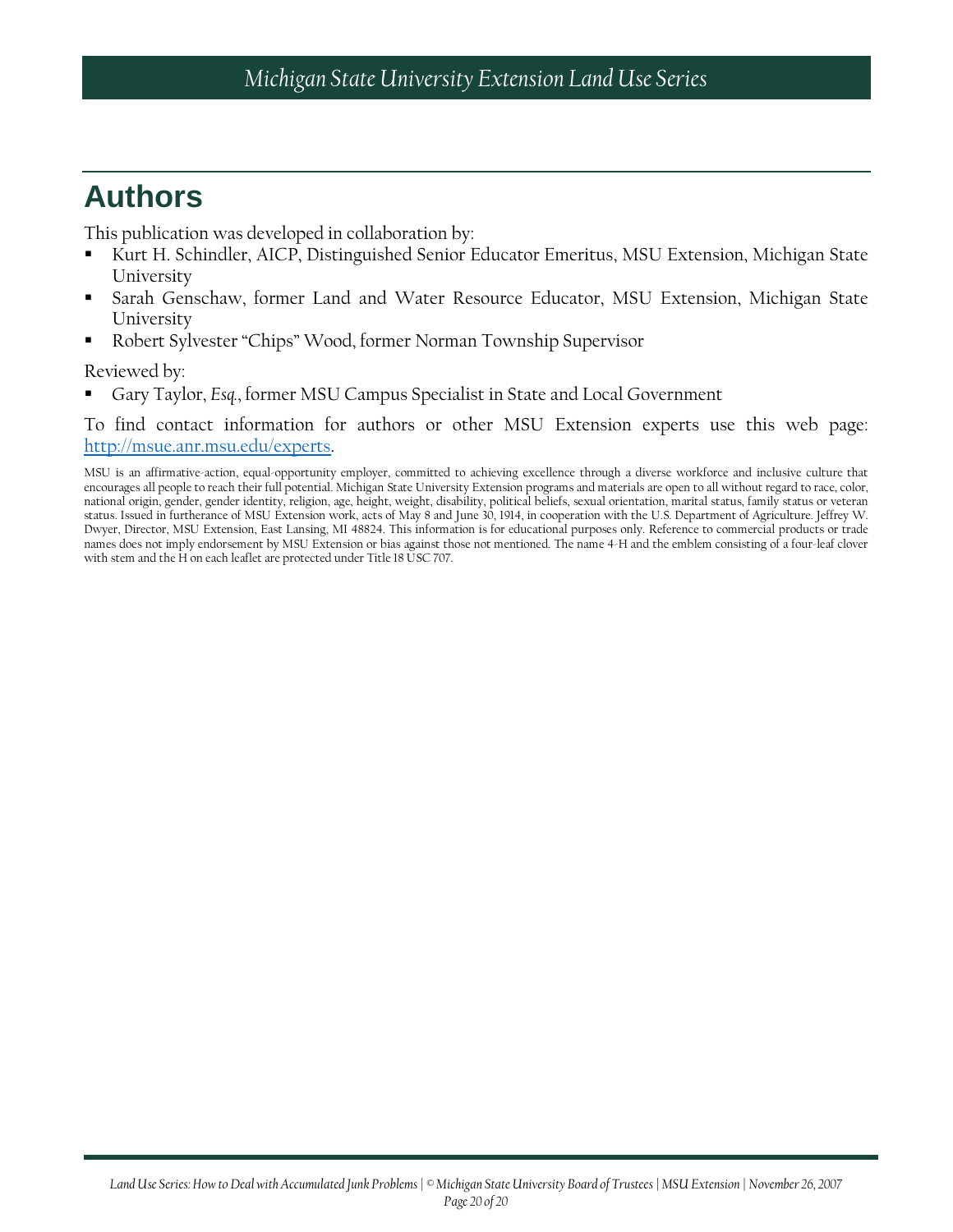## Authors

This publication was developed in collaboration by:

- Kurt H. Schindler, AICP, Distinguished Senior Educator Emeritus, MSU Extension, Michigan State University
- Sarah Genschaw, former Land and Water Resource Educator, MSU Extension, Michigan State University
- Robert Sylvester "Chips" Wood, former Norman Township Supervisor

Reviewed by:

- Gary Taylor, *Esq.*, former MSU Campus Specialist in State and Local Government

To find contact information for authors or other MSU Extension experts use this web page: http://msue.anr.msu.edu/experts.

MSU is an affirmative-action, equal-opportunity employer, committed to achieving excellence through a diverse workforce and inclusive culture that encourages all people to reach their full potential. Michigan State University Extension programs and materials are open to all without regard to race, color, national origin, gender, gender identity, religion, age, height, weight, disability, political beliefs, sexual orientation, marital status, family status or veteran status. Issued in furtherance of MSU Extension work, acts of May 8 and June 30, 1914, in cooperation with the U.S. Department of Agriculture. Jeffrey W. Dwyer, Director, MSU Extension, East Lansing, MI 48824. This information is for educational purposes only. Reference to commercial products or trade names does not imply endorsement by MSU Extension or bias against those not mentioned. The name 4-H and the emblem consisting of a four-leaf clover with stem and the H on each leaflet are protected under Title 18 USC 707.